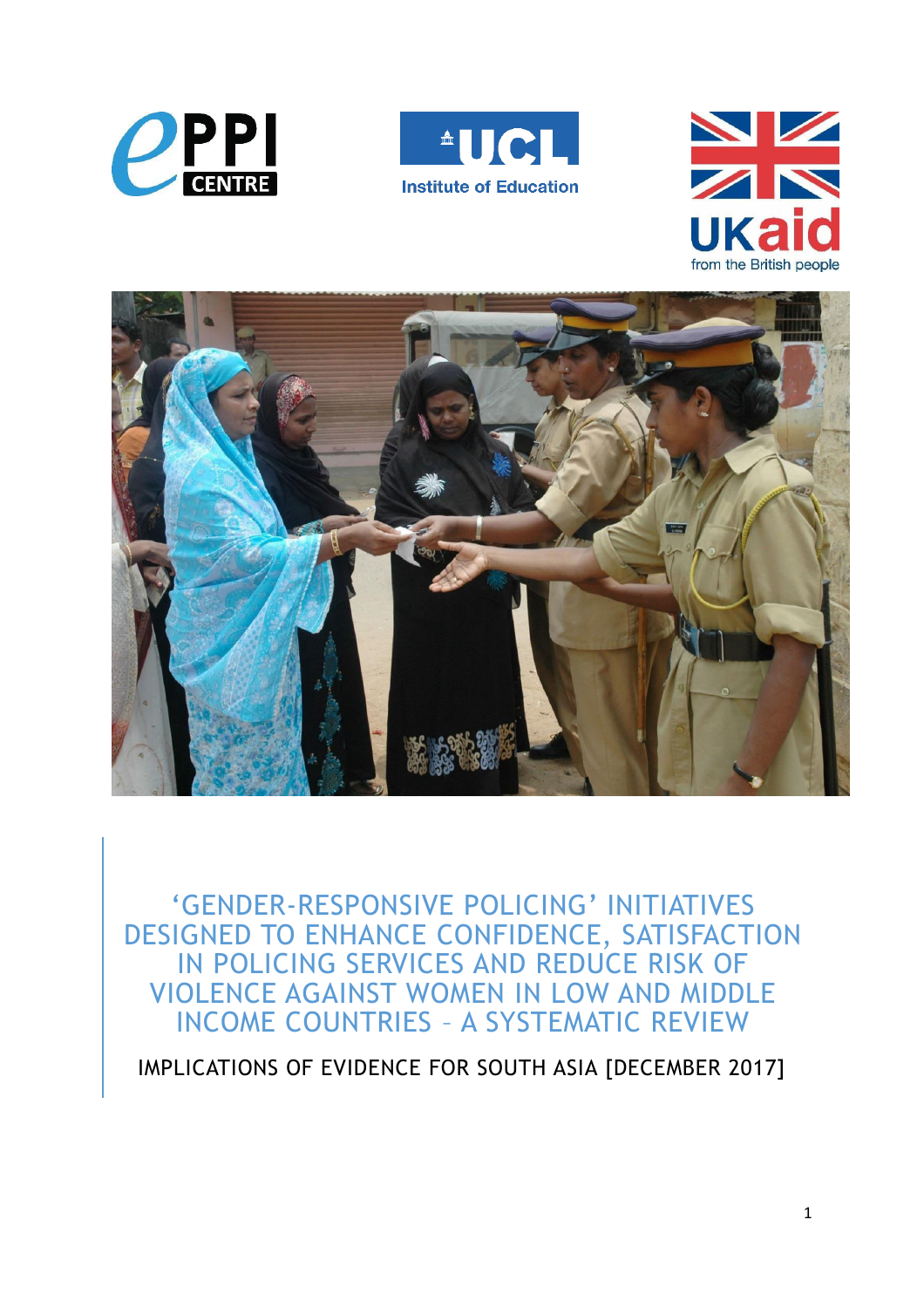# ‘GENDER-RESPONSIVE POLICING’ INITIATIVES DESIGNED TO ENHANCE CONFIDENCE, SATISFACTION IN POLICING SERVICES AND REDUCE RISK OF VIOLENCE AGAINST WOMEN IN LOW AND MIDDLE INCOME COUNTRIES – A SYSTEMATIC REVIEW

IMPLICATIONS OF EVIDENCE FOR SOUTH ASIA [DECEMBER 2017]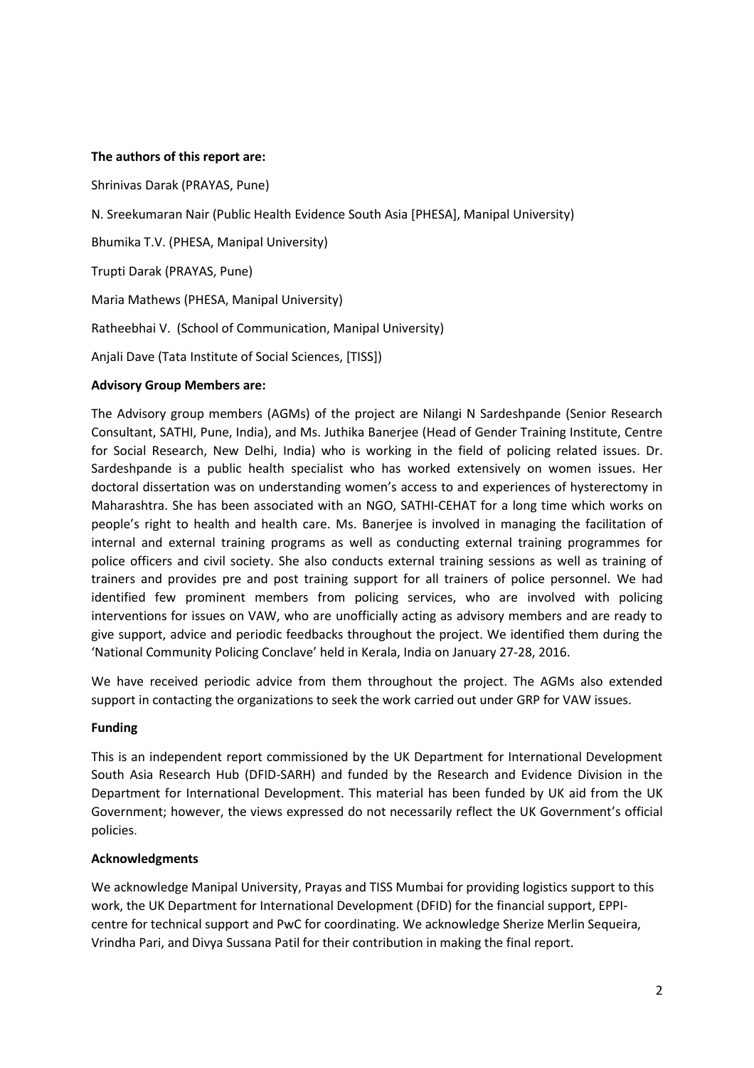**The authors of this report are:**

Shrinivas Darak (PRAYAS, Pune)

N. Sreekumaran Nair (Public Health Evidence South Asia [PHESA], Manipal University)

Bhumika T.V. (PHESA, Manipal University)

Trupti Darak (PRAYAS, Pune)

Maria Mathews (PHESA, Manipal University)

Ratheebhai V. (School of Communication, Manipal University)

Anjali Dave (Tata Institute of Social Sciences, [TISS])

**Advisory Group Members are:**

The Advisory group members (AGMs) of the project are Nilangi N Sardeshpande (Senior Research Consultant, SATHI, Pune, India), and Ms. Juthika Banerjee (Head of Gender Training Institute, Centre for Social Research, New Delhi, India) who is working in the field of policing related issues. Dr. Sardeshpande is a public health specialist who has worked extensively on women issues. Her doctoral dissertation was on understanding women's access to and experiences of hysterectomy in Maharashtra. She has been associated with an NGO, SATHI-CEHAT for a long time which works on people's right to health and health care. Ms. Banerjee is involved in managing the facilitation of internal and external training programs as well as conducting external training programmes for police officers and civil society. She also conducts external training sessions as well as training of trainers and provides pre and post training support for all trainers of police personnel. We had identified few prominent members from policing services, who are involved with policing interventions for issues on VAW, who are unofficially acting as advisory members and are ready to give support, advice and periodic feedbacks throughout the project. We identified them during the 'National Community Policing Conclave' held in Kerala, India on January 27-28, 2016.

We have received periodic advice from them throughout the project. The AGMs also extended support in contacting the organizations to seek the work carried out under GRP for VAW issues.

**Funding**

This is an independent report commissioned by the UK Department for International Development South Asia Research Hub (DFID-SARH) and funded by the Research and Evidence Division in the Department for International Development. This material has been funded by UK aid from the UK Government; however, the views expressed do not necessarily reflect the UK Government's official policies.

**Acknowledgments**

We acknowledge Manipal University, Prayas and TISS Mumbai for providing logistics support to this work, the UK Department for International Development (DFID) for the financial support, EPPI-centre for technical support and PwC for coordinating. We acknowledge Sherize Merlin Sequeira, Vrindha Pari, and Divya Sussana Patil for their contribution in making the final report.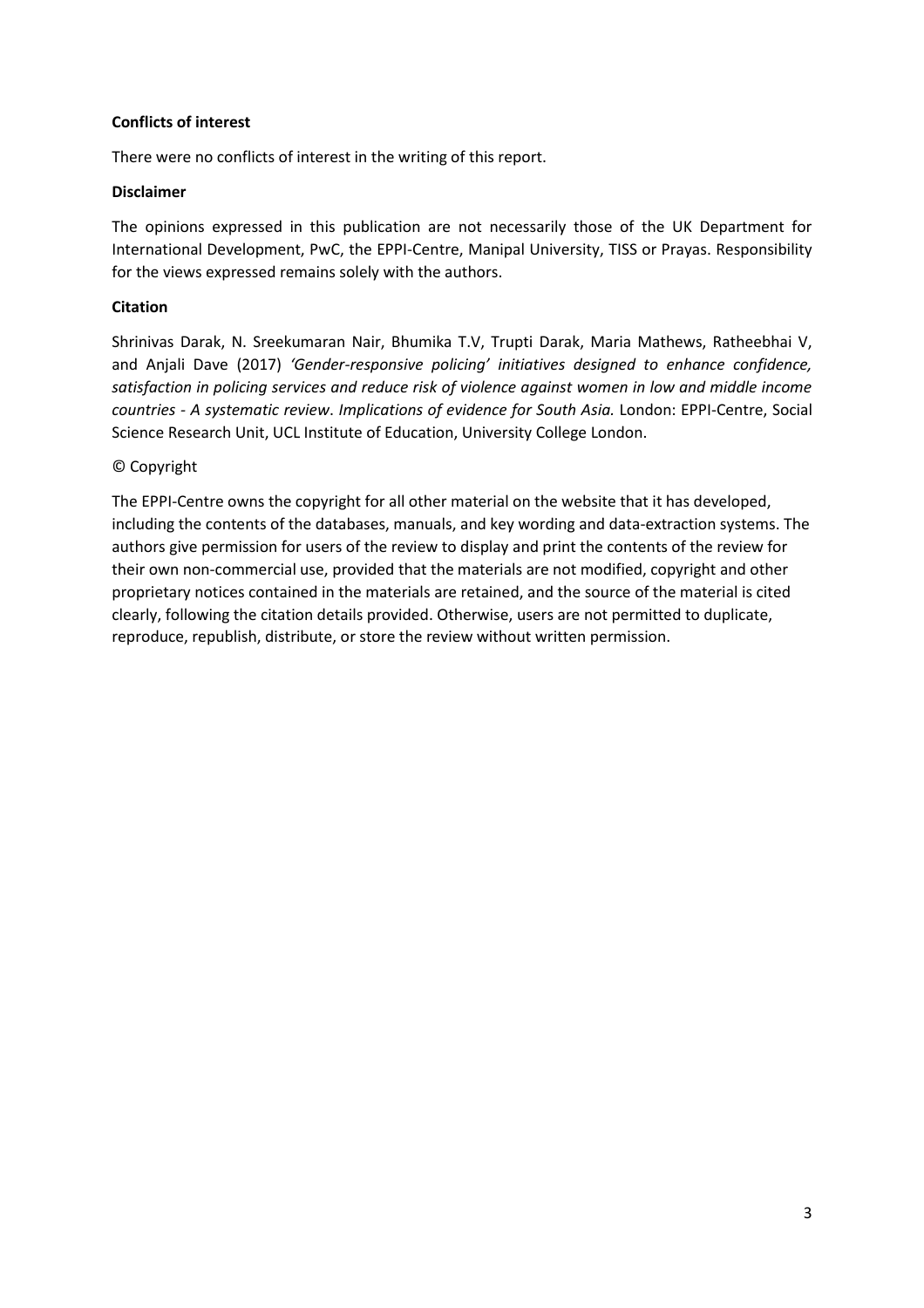**Conflicts of interest**

There were no conflicts of interest in the writing of this report.

**Disclaimer**

The opinions expressed in this publication are not necessarily those of the UK Department for International Development, PwC, the EPPI-Centre, Manipal University, TISS or Prayas. Responsibility for the views expressed remains solely with the authors.

**Citation**

Shrinivas Darak, N. Sreekumaran Nair, Bhumika T.V, Trupti Darak, Maria Mathews, Ratheebhai V, and Anjali Dave (2017) *'Gender-responsive policing' initiatives designed to enhance confidence, satisfaction in policing services and reduce risk of violence against women in low and middle income countries - A systematic review. Implications of evidence for South Asia.* London: EPPI-Centre, Social Science Research Unit, UCL Institute of Education, University College London.

© Copyright

The EPPI-Centre owns the copyright for all other material on the website that it has developed, including the contents of the databases, manuals, and key wording and data-extraction systems. The authors give permission for users of the review to display and print the contents of the review for their own non-commercial use, provided that the materials are not modified, copyright and other proprietary notices contained in the materials are retained, and the source of the material is cited clearly, following the citation details provided. Otherwise, users are not permitted to duplicate, reproduce, republish, distribute, or store the review without written permission.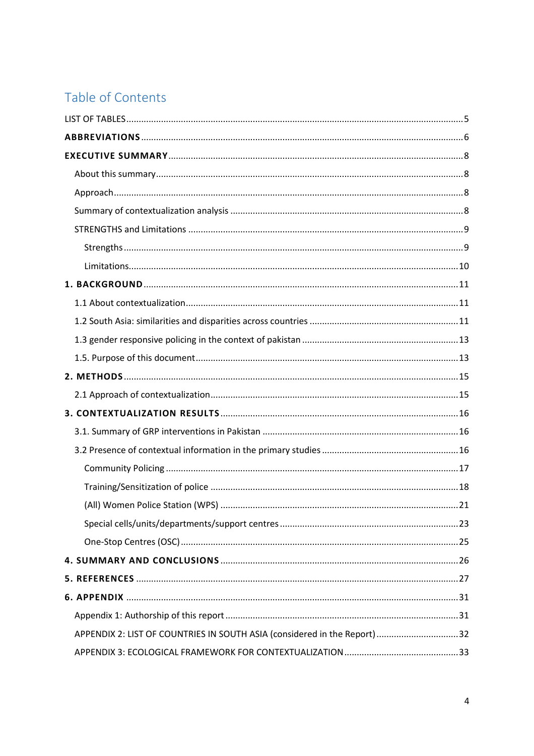# Table of Contents

LIST OF TABLES ..... 5

**ABBREVIATIONS** ..... 6

**EXECUTIVE SUMMARY** ..... 8

- About this summary ..... 8
- Approach ..... 8
- Summary of contextualization analysis ..... 8
- STRENGTHS and Limitations ..... 9
  - Strengths ..... 9
  - Limitations ..... 10

**1. BACKGROUND** ..... 11

- 1.1 About contextualization ..... 11
- 1.2 South Asia: similarities and disparities across countries ..... 11
- 1.3 gender responsive policing in the context of pakistan ..... 13
- 1.5. Purpose of this document ..... 13

**2. METHODS** ..... 15

- 2.1 Approach of contextualization ..... 15

**3. CONTEXTUALIZATION RESULTS** ..... 16

- 3.1. Summary of GRP interventions in Pakistan ..... 16
- 3.2 Presence of contextual information in the primary studies ..... 16
  - Community Policing ..... 17
  - Training/Sensitization of police ..... 18
  - (All) Women Police Station (WPS) ..... 21
  - Special cells/units/departments/support centres ..... 23
  - One-Stop Centres (OSC) ..... 25

**4. SUMMARY AND CONCLUSIONS** ..... 26

**5. REFERENCES** ..... 27

**6. APPENDIX** ..... 31

- Appendix 1: Authorship of this report ..... 31
- APPENDIX 2: LIST OF COUNTRIES IN SOUTH ASIA (considered in the Report) ..... 32
- APPENDIX 3: ECOLOGICAL FRAMEWORK FOR CONTEXTUALIZATION ..... 33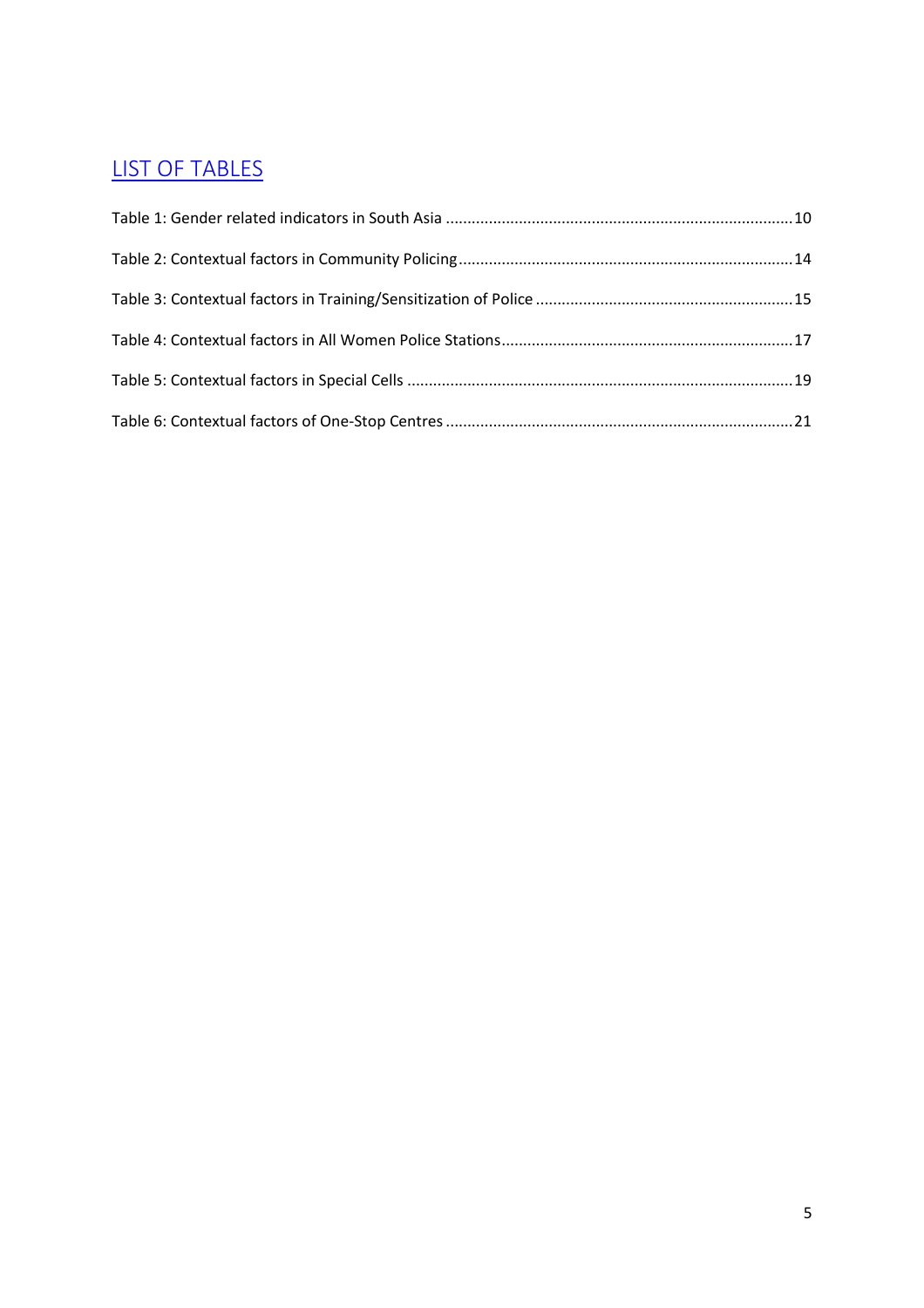# LIST OF TABLES

Table 1: Gender related indicators in South Asia ....................................................................................10

Table 2: Contextual factors in Community Policing....................................................................................14

Table 3: Contextual factors in Training/Sensitization of Police ....................................................................15

Table 4: Contextual factors in All Women Police Stations..........................................................................17

Table 5: Contextual factors in Special Cells ..............................................................................................19

Table 6: Contextual factors of One-Stop Centres ......................................................................................21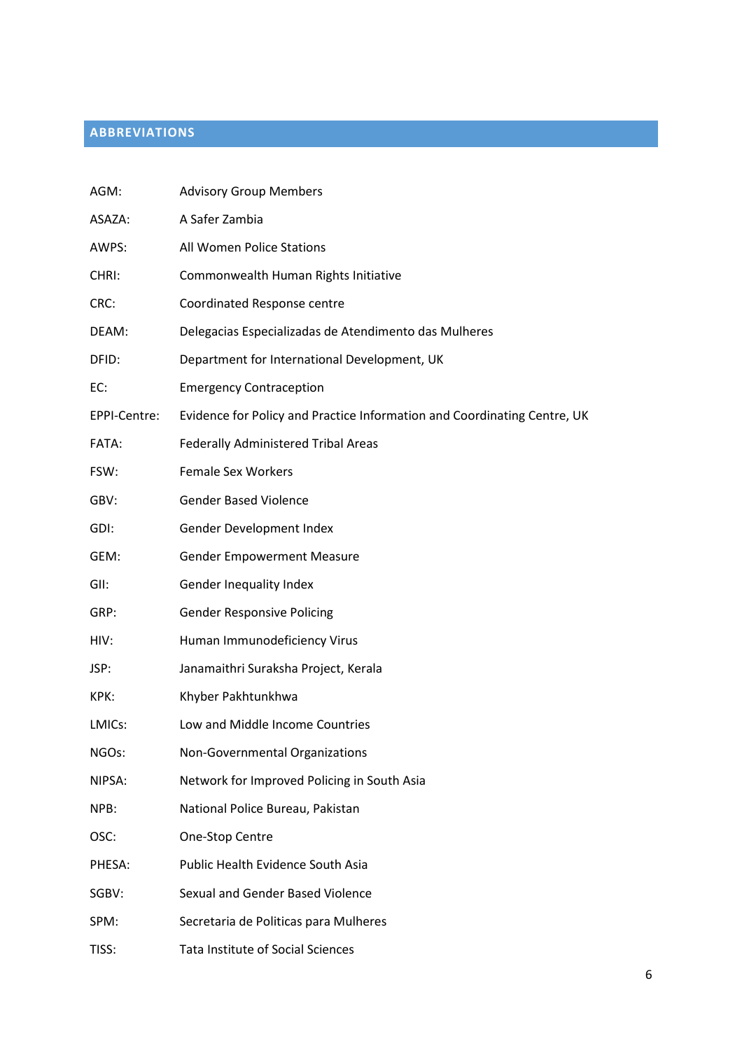## ABBREVIATIONS

| | |
|---|---|
| AGM: | Advisory Group Members |
| ASAZA: | A Safer Zambia |
| AWPS: | All Women Police Stations |
| CHRI: | Commonwealth Human Rights Initiative |
| CRC: | Coordinated Response centre |
| DEAM: | Delegacias Especializadas de Atendimento das Mulheres |
| DFID: | Department for International Development, UK |
| EC: | Emergency Contraception |
| EPPI-Centre: | Evidence for Policy and Practice Information and Coordinating Centre, UK |
| FATA: | Federally Administered Tribal Areas |
| FSW: | Female Sex Workers |
| GBV: | Gender Based Violence |
| GDI: | Gender Development Index |
| GEM: | Gender Empowerment Measure |
| GII: | Gender Inequality Index |
| GRP: | Gender Responsive Policing |
| HIV: | Human Immunodeficiency Virus |
| JSP: | Janamaithri Suraksha Project, Kerala |
| KPK: | Khyber Pakhtunkhwa |
| LMICs: | Low and Middle Income Countries |
| NGOs: | Non-Governmental Organizations |
| NIPSA: | Network for Improved Policing in South Asia |
| NPB: | National Police Bureau, Pakistan |
| OSC: | One-Stop Centre |
| PHESA: | Public Health Evidence South Asia |
| SGBV: | Sexual and Gender Based Violence |
| SPM: | Secretaria de Politicas para Mulheres |
| TISS: | Tata Institute of Social Sciences |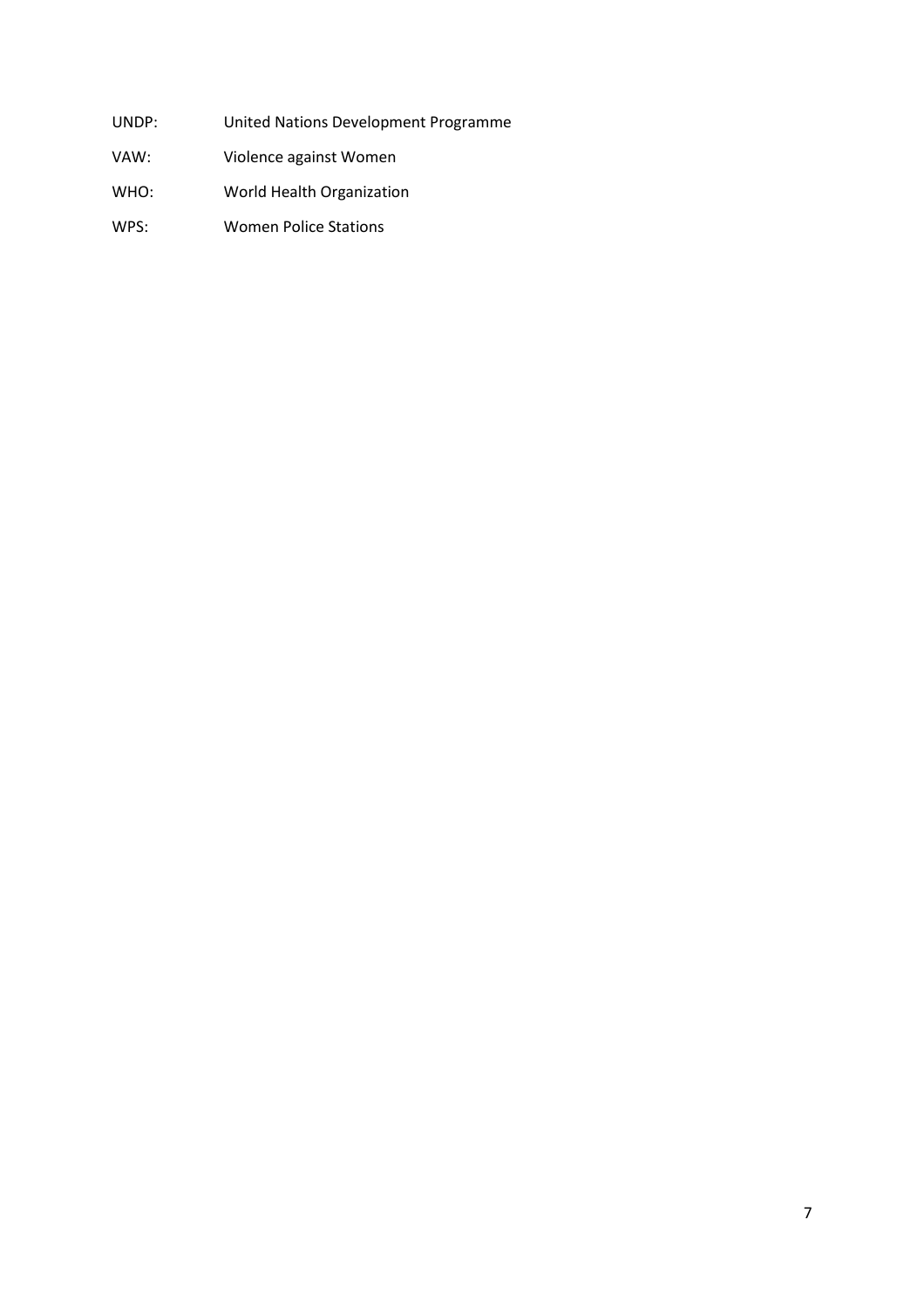UNDP: United Nations Development Programme

VAW: Violence against Women

WHO: World Health Organization

WPS: Women Police Stations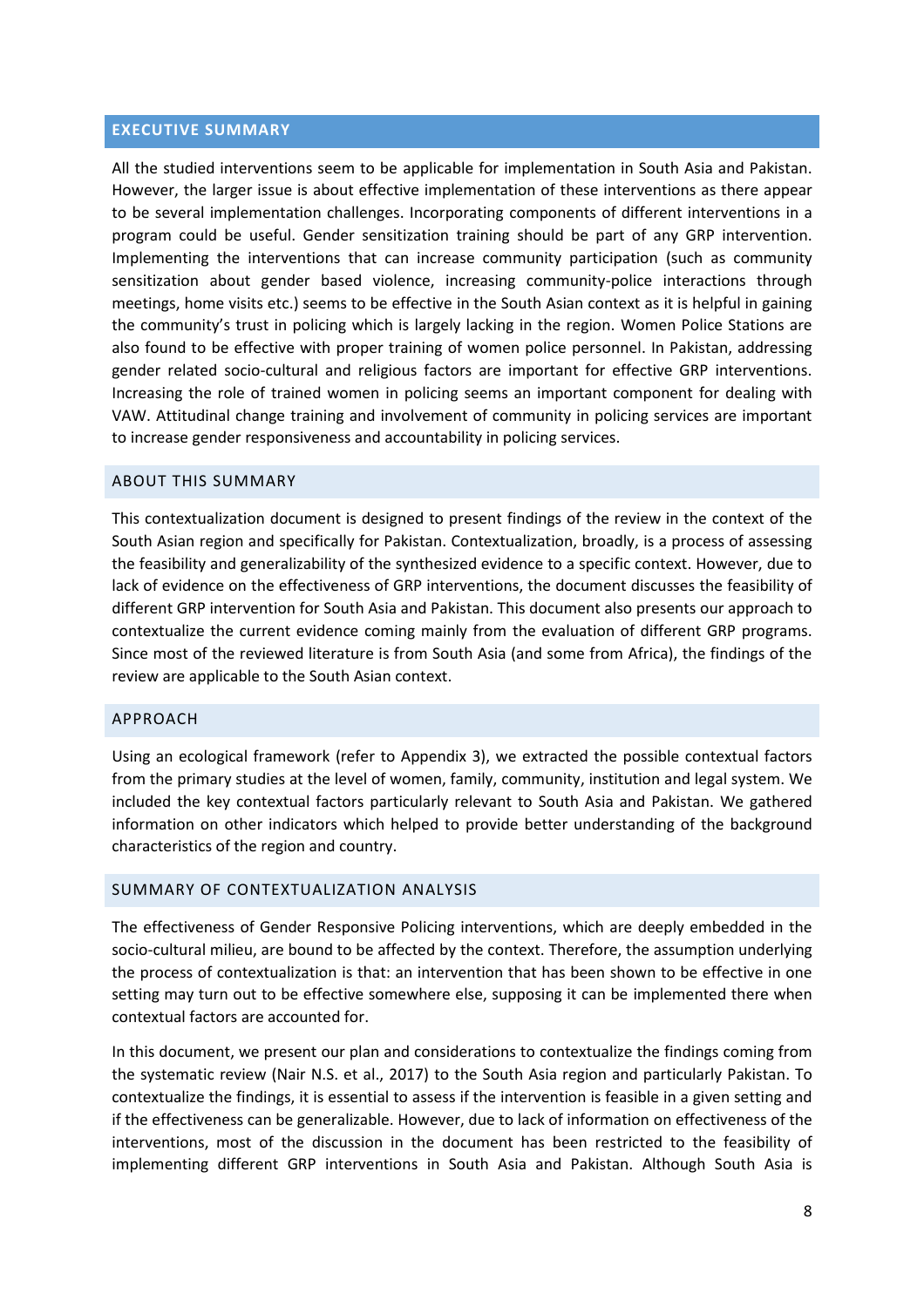## EXECUTIVE SUMMARY

All the studied interventions seem to be applicable for implementation in South Asia and Pakistan. However, the larger issue is about effective implementation of these interventions as there appear to be several implementation challenges. Incorporating components of different interventions in a program could be useful. Gender sensitization training should be part of any GRP intervention. Implementing the interventions that can increase community participation (such as community sensitization about gender based violence, increasing community-police interactions through meetings, home visits etc.) seems to be effective in the South Asian context as it is helpful in gaining the community's trust in policing which is largely lacking in the region. Women Police Stations are also found to be effective with proper training of women police personnel. In Pakistan, addressing gender related socio-cultural and religious factors are important for effective GRP interventions. Increasing the role of trained women in policing seems an important component for dealing with VAW. Attitudinal change training and involvement of community in policing services are important to increase gender responsiveness and accountability in policing services.

## ABOUT THIS SUMMARY

This contextualization document is designed to present findings of the review in the context of the South Asian region and specifically for Pakistan. Contextualization, broadly, is a process of assessing the feasibility and generalizability of the synthesized evidence to a specific context. However, due to lack of evidence on the effectiveness of GRP interventions, the document discusses the feasibility of different GRP intervention for South Asia and Pakistan. This document also presents our approach to contextualize the current evidence coming mainly from the evaluation of different GRP programs. Since most of the reviewed literature is from South Asia (and some from Africa), the findings of the review are applicable to the South Asian context.

## APPROACH

Using an ecological framework (refer to Appendix 3), we extracted the possible contextual factors from the primary studies at the level of women, family, community, institution and legal system. We included the key contextual factors particularly relevant to South Asia and Pakistan. We gathered information on other indicators which helped to provide better understanding of the background characteristics of the region and country.

## SUMMARY OF CONTEXTUALIZATION ANALYSIS

The effectiveness of Gender Responsive Policing interventions, which are deeply embedded in the socio-cultural milieu, are bound to be affected by the context. Therefore, the assumption underlying the process of contextualization is that: an intervention that has been shown to be effective in one setting may turn out to be effective somewhere else, supposing it can be implemented there when contextual factors are accounted for.

In this document, we present our plan and considerations to contextualize the findings coming from the systematic review (Nair N.S. et al., 2017) to the South Asia region and particularly Pakistan. To contextualize the findings, it is essential to assess if the intervention is feasible in a given setting and if the effectiveness can be generalizable. However, due to lack of information on effectiveness of the interventions, most of the discussion in the document has been restricted to the feasibility of implementing different GRP interventions in South Asia and Pakistan. Although South Asia is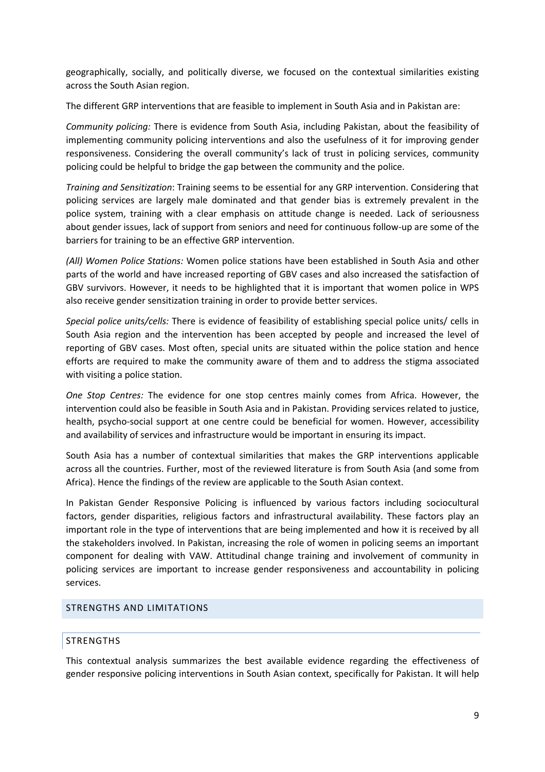geographically, socially, and politically diverse, we focused on the contextual similarities existing across the South Asian region.

The different GRP interventions that are feasible to implement in South Asia and in Pakistan are:

*Community policing:* There is evidence from South Asia, including Pakistan, about the feasibility of implementing community policing interventions and also the usefulness of it for improving gender responsiveness. Considering the overall community's lack of trust in policing services, community policing could be helpful to bridge the gap between the community and the police.

*Training and Sensitization*: Training seems to be essential for any GRP intervention. Considering that policing services are largely male dominated and that gender bias is extremely prevalent in the police system, training with a clear emphasis on attitude change is needed. Lack of seriousness about gender issues, lack of support from seniors and need for continuous follow-up are some of the barriers for training to be an effective GRP intervention.

*(All) Women Police Stations:* Women police stations have been established in South Asia and other parts of the world and have increased reporting of GBV cases and also increased the satisfaction of GBV survivors. However, it needs to be highlighted that it is important that women police in WPS also receive gender sensitization training in order to provide better services.

*Special police units/cells:* There is evidence of feasibility of establishing special police units/ cells in South Asia region and the intervention has been accepted by people and increased the level of reporting of GBV cases. Most often, special units are situated within the police station and hence efforts are required to make the community aware of them and to address the stigma associated with visiting a police station.

*One Stop Centres:* The evidence for one stop centres mainly comes from Africa. However, the intervention could also be feasible in South Asia and in Pakistan. Providing services related to justice, health, psycho-social support at one centre could be beneficial for women. However, accessibility and availability of services and infrastructure would be important in ensuring its impact.

South Asia has a number of contextual similarities that makes the GRP interventions applicable across all the countries. Further, most of the reviewed literature is from South Asia (and some from Africa). Hence the findings of the review are applicable to the South Asian context.

In Pakistan Gender Responsive Policing is influenced by various factors including sociocultural factors, gender disparities, religious factors and infrastructural availability. These factors play an important role in the type of interventions that are being implemented and how it is received by all the stakeholders involved. In Pakistan, increasing the role of women in policing seems an important component for dealing with VAW. Attitudinal change training and involvement of community in policing services are important to increase gender responsiveness and accountability in policing services.

## STRENGTHS AND LIMITATIONS

### STRENGTHS

This contextual analysis summarizes the best available evidence regarding the effectiveness of gender responsive policing interventions in South Asian context, specifically for Pakistan. It will help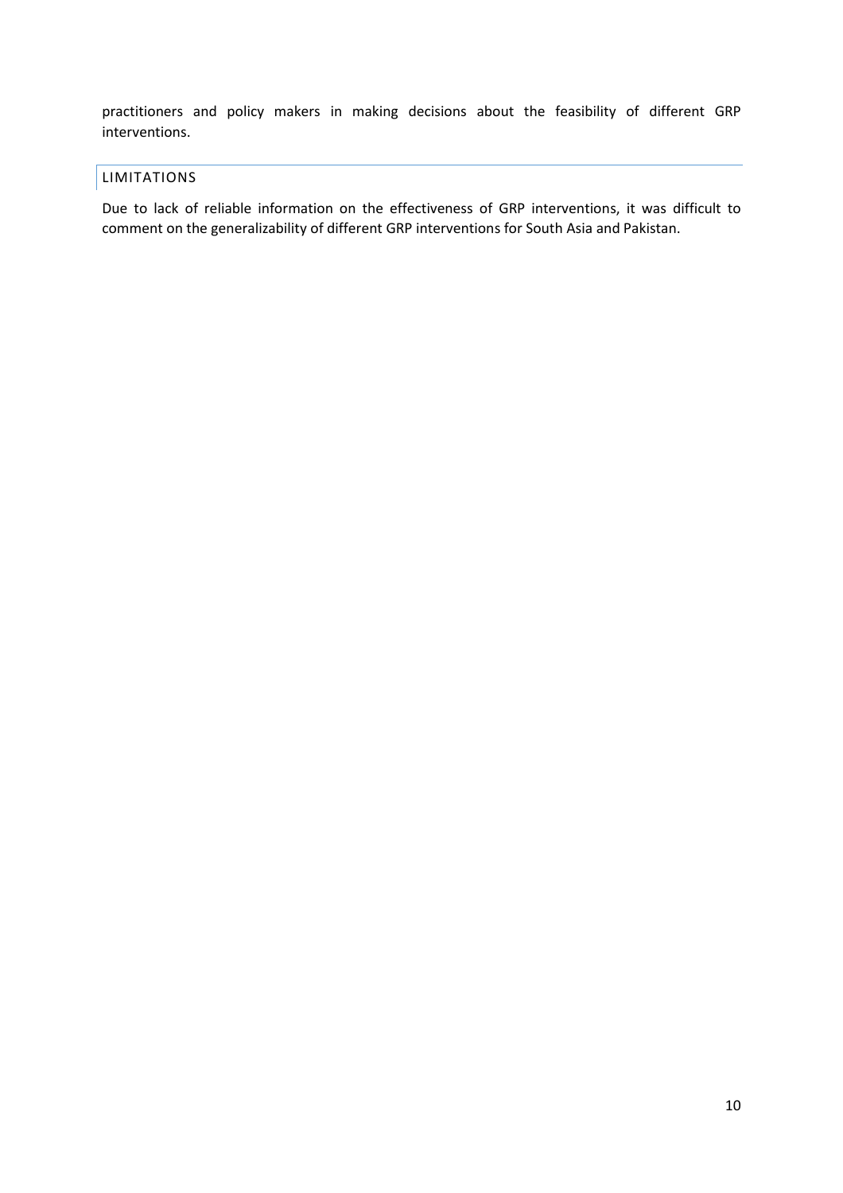practitioners and policy makers in making decisions about the feasibility of different GRP interventions.

## LIMITATIONS

Due to lack of reliable information on the effectiveness of GRP interventions, it was difficult to comment on the generalizability of different GRP interventions for South Asia and Pakistan.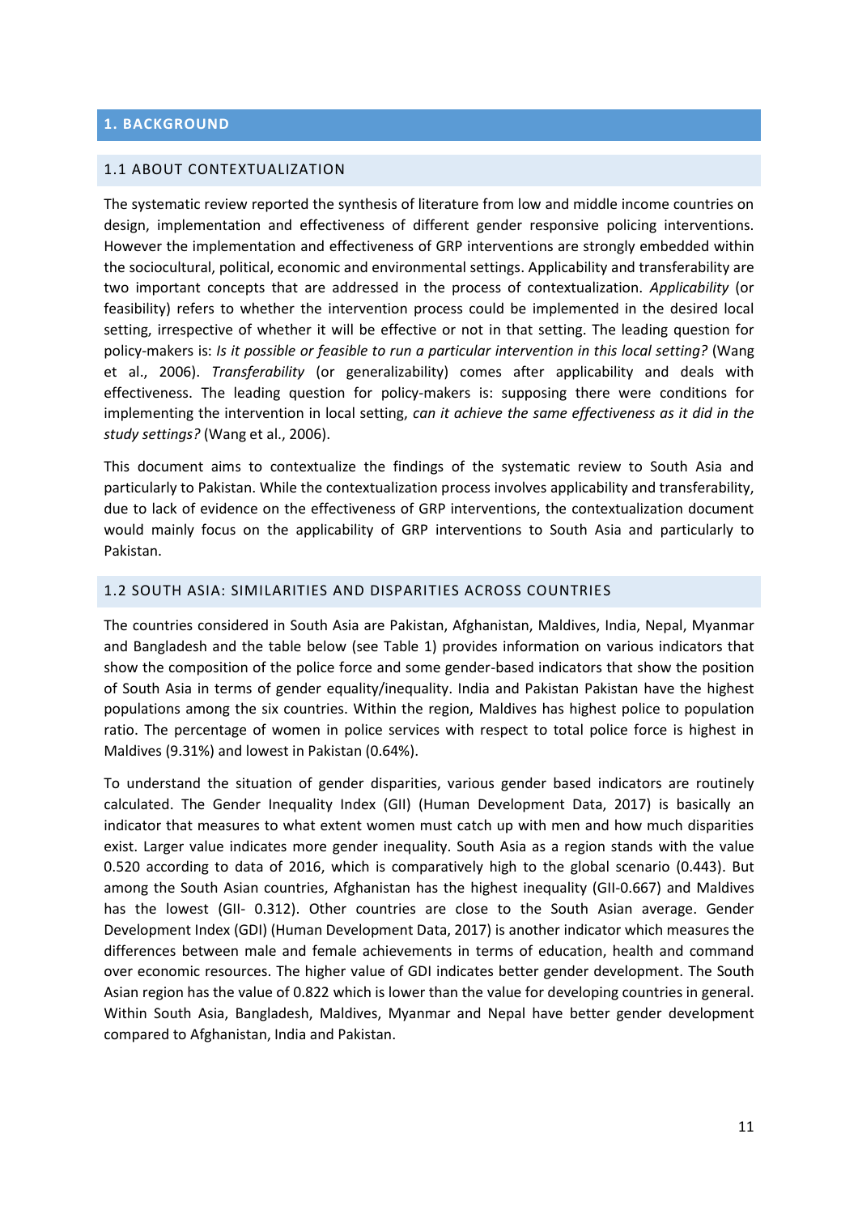# 1. BACKGROUND

## 1.1 ABOUT CONTEXTUALIZATION

The systematic review reported the synthesis of literature from low and middle income countries on design, implementation and effectiveness of different gender responsive policing interventions. However the implementation and effectiveness of GRP interventions are strongly embedded within the sociocultural, political, economic and environmental settings. Applicability and transferability are two important concepts that are addressed in the process of contextualization. *Applicability* (or feasibility) refers to whether the intervention process could be implemented in the desired local setting, irrespective of whether it will be effective or not in that setting. The leading question for policy-makers is: *Is it possible or feasible to run a particular intervention in this local setting?* (Wang et al., 2006). *Transferability* (or generalizability) comes after applicability and deals with effectiveness. The leading question for policy-makers is: supposing there were conditions for implementing the intervention in local setting, *can it achieve the same effectiveness as it did in the study settings?* (Wang et al., 2006).

This document aims to contextualize the findings of the systematic review to South Asia and particularly to Pakistan. While the contextualization process involves applicability and transferability, due to lack of evidence on the effectiveness of GRP interventions, the contextualization document would mainly focus on the applicability of GRP interventions to South Asia and particularly to Pakistan.

## 1.2 SOUTH ASIA: SIMILARITIES AND DISPARITIES ACROSS COUNTRIES

The countries considered in South Asia are Pakistan, Afghanistan, Maldives, India, Nepal, Myanmar and Bangladesh and the table below (see Table 1) provides information on various indicators that show the composition of the police force and some gender-based indicators that show the position of South Asia in terms of gender equality/inequality. India and Pakistan Pakistan have the highest populations among the six countries. Within the region, Maldives has highest police to population ratio. The percentage of women in police services with respect to total police force is highest in Maldives (9.31%) and lowest in Pakistan (0.64%).

To understand the situation of gender disparities, various gender based indicators are routinely calculated. The Gender Inequality Index (GII) (Human Development Data, 2017) is basically an indicator that measures to what extent women must catch up with men and how much disparities exist. Larger value indicates more gender inequality. South Asia as a region stands with the value 0.520 according to data of 2016, which is comparatively high to the global scenario (0.443). But among the South Asian countries, Afghanistan has the highest inequality (GII-0.667) and Maldives has the lowest (GII- 0.312). Other countries are close to the South Asian average. Gender Development Index (GDI) (Human Development Data, 2017) is another indicator which measures the differences between male and female achievements in terms of education, health and command over economic resources. The higher value of GDI indicates better gender development. The South Asian region has the value of 0.822 which is lower than the value for developing countries in general. Within South Asia, Bangladesh, Maldives, Myanmar and Nepal have better gender development compared to Afghanistan, India and Pakistan.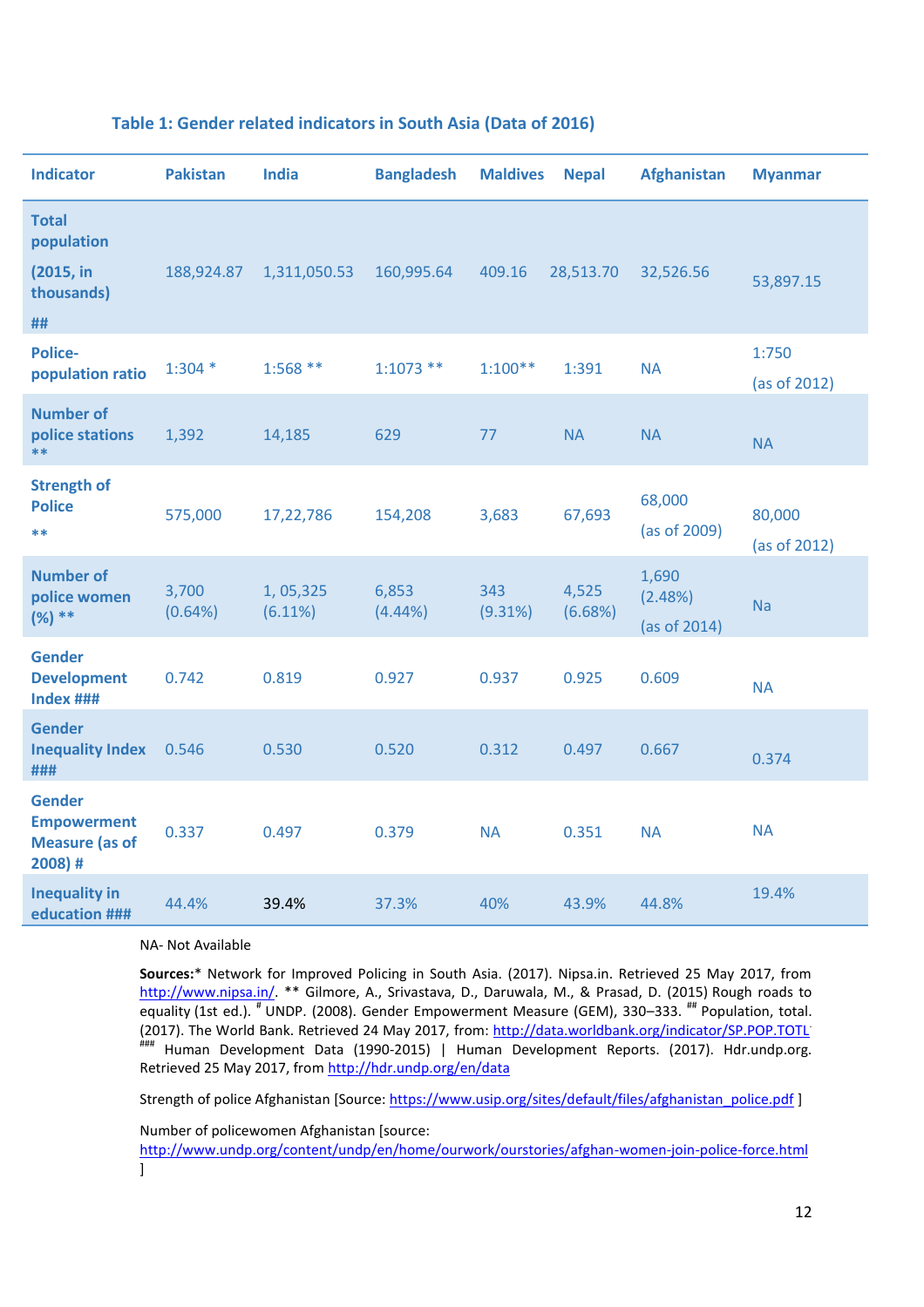**Table 1: Gender related indicators in South Asia (Data of 2016)**

| Indicator | Pakistan | India | Bangladesh | Maldives | Nepal | Afghanistan | Myanmar |
|---|---|---|---|---|---|---|---|
| **Total population (2015, in thousands) ##** | 188,924.87 | 1,311,050.53 | 160,995.64 | 409.16 | 28,513.70 | 32,526.56 | 53,897.15 |
| **Police-population ratio** | 1:304 * | 1:568 ** | 1:1073 ** | 1:100** | 1:391 | NA | 1:750 (as of 2012) |
| **Number of police stations \*\*** | 1,392 | 14,185 | 629 | 77 | NA | NA | NA |
| **Strength of Police \*\*** | 575,000 | 17,22,786 | 154,208 | 3,683 | 67,693 | 68,000 (as of 2009) | 80,000 (as of 2012) |
| **Number of police women (%) \*\*** | 3,700 (0.64%) | 1, 05,325 (6.11%) | 6,853 (4.44%) | 343 (9.31%) | 4,525 (6.68%) | 1,690 (2.48%) (as of 2014) | Na |
| **Gender Development Index ###** | 0.742 | 0.819 | 0.927 | 0.937 | 0.925 | 0.609 | NA |
| **Gender Inequality Index ###** | 0.546 | 0.530 | 0.520 | 0.312 | 0.497 | 0.667 | 0.374 |
| **Gender Empowerment Measure (as of 2008) #** | 0.337 | 0.497 | 0.379 | NA | 0.351 | NA | NA |
| **Inequality in education ###** | 44.4% | 39.4% | 37.3% | 40% | 43.9% | 44.8% | 19.4% |

NA- Not Available

**Sources:*** Network for Improved Policing in South Asia. (2017). Nipsa.in. Retrieved 25 May 2017, from http://www.nipsa.in/. ** Gilmore, A., Srivastava, D., Daruwala, M., & Prasad, D. (2015) Rough roads to equality (1st ed.). # UNDP. (2008). Gender Empowerment Measure (GEM), 330–333. ## Population, total. (2017). The World Bank. Retrieved 24 May 2017, from: http://data.worldbank.org/indicator/SP.POP.TOTL ### Human Development Data (1990-2015) | Human Development Reports. (2017). Hdr.undp.org. Retrieved 25 May 2017, from http://hdr.undp.org/en/data

Strength of police Afghanistan [Source: https://www.usip.org/sites/default/files/afghanistan_police.pdf ]

Number of policewomen Afghanistan [source: http://www.undp.org/content/undp/en/home/ourwork/ourstories/afghan-women-join-police-force.html ]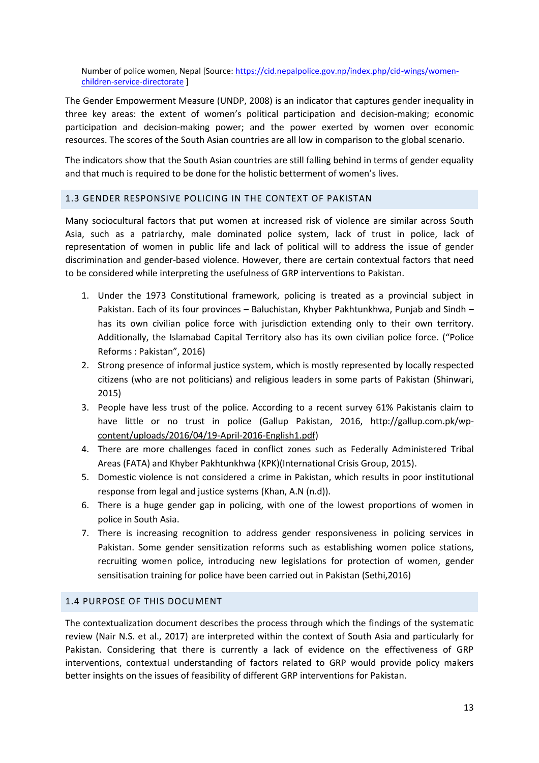Number of police women, Nepal [Source: [https://cid.nepalpolice.gov.np/index.php/cid-wings/women-children-service-directorate](https://cid.nepalpolice.gov.np/index.php/cid-wings/women-children-service-directorate) ]

The Gender Empowerment Measure (UNDP, 2008) is an indicator that captures gender inequality in three key areas: the extent of women's political participation and decision-making; economic participation and decision-making power; and the power exerted by women over economic resources. The scores of the South Asian countries are all low in comparison to the global scenario.

The indicators show that the South Asian countries are still falling behind in terms of gender equality and that much is required to be done for the holistic betterment of women's lives.

## 1.3 GENDER RESPONSIVE POLICING IN THE CONTEXT OF PAKISTAN

Many sociocultural factors that put women at increased risk of violence are similar across South Asia, such as a patriarchy, male dominated police system, lack of trust in police, lack of representation of women in public life and lack of political will to address the issue of gender discrimination and gender-based violence. However, there are certain contextual factors that need to be considered while interpreting the usefulness of GRP interventions to Pakistan.

1. Under the 1973 Constitutional framework, policing is treated as a provincial subject in Pakistan. Each of its four provinces – Baluchistan, Khyber Pakhtunkhwa, Punjab and Sindh – has its own civilian police force with jurisdiction extending only to their own territory. Additionally, the Islamabad Capital Territory also has its own civilian police force. ("Police Reforms : Pakistan", 2016)
2. Strong presence of informal justice system, which is mostly represented by locally respected citizens (who are not politicians) and religious leaders in some parts of Pakistan (Shinwari, 2015)
3. People have less trust of the police. According to a recent survey 61% Pakistanis claim to have little or no trust in police (Gallup Pakistan, 2016, [http://gallup.com.pk/wp-content/uploads/2016/04/19-April-2016-English1.pdf](http://gallup.com.pk/wp-content/uploads/2016/04/19-April-2016-English1.pdf))
4. There are more challenges faced in conflict zones such as Federally Administered Tribal Areas (FATA) and Khyber Pakhtunkhwa (KPK)(International Crisis Group, 2015).
5. Domestic violence is not considered a crime in Pakistan, which results in poor institutional response from legal and justice systems (Khan, A.N (n.d)).
6. There is a huge gender gap in policing, with one of the lowest proportions of women in police in South Asia.
7. There is increasing recognition to address gender responsiveness in policing services in Pakistan. Some gender sensitization reforms such as establishing women police stations, recruiting women police, introducing new legislations for protection of women, gender sensitisation training for police have been carried out in Pakistan (Sethi,2016)

## 1.4 PURPOSE OF THIS DOCUMENT

The contextualization document describes the process through which the findings of the systematic review (Nair N.S. et al., 2017) are interpreted within the context of South Asia and particularly for Pakistan. Considering that there is currently a lack of evidence on the effectiveness of GRP interventions, contextual understanding of factors related to GRP would provide policy makers better insights on the issues of feasibility of different GRP interventions for Pakistan.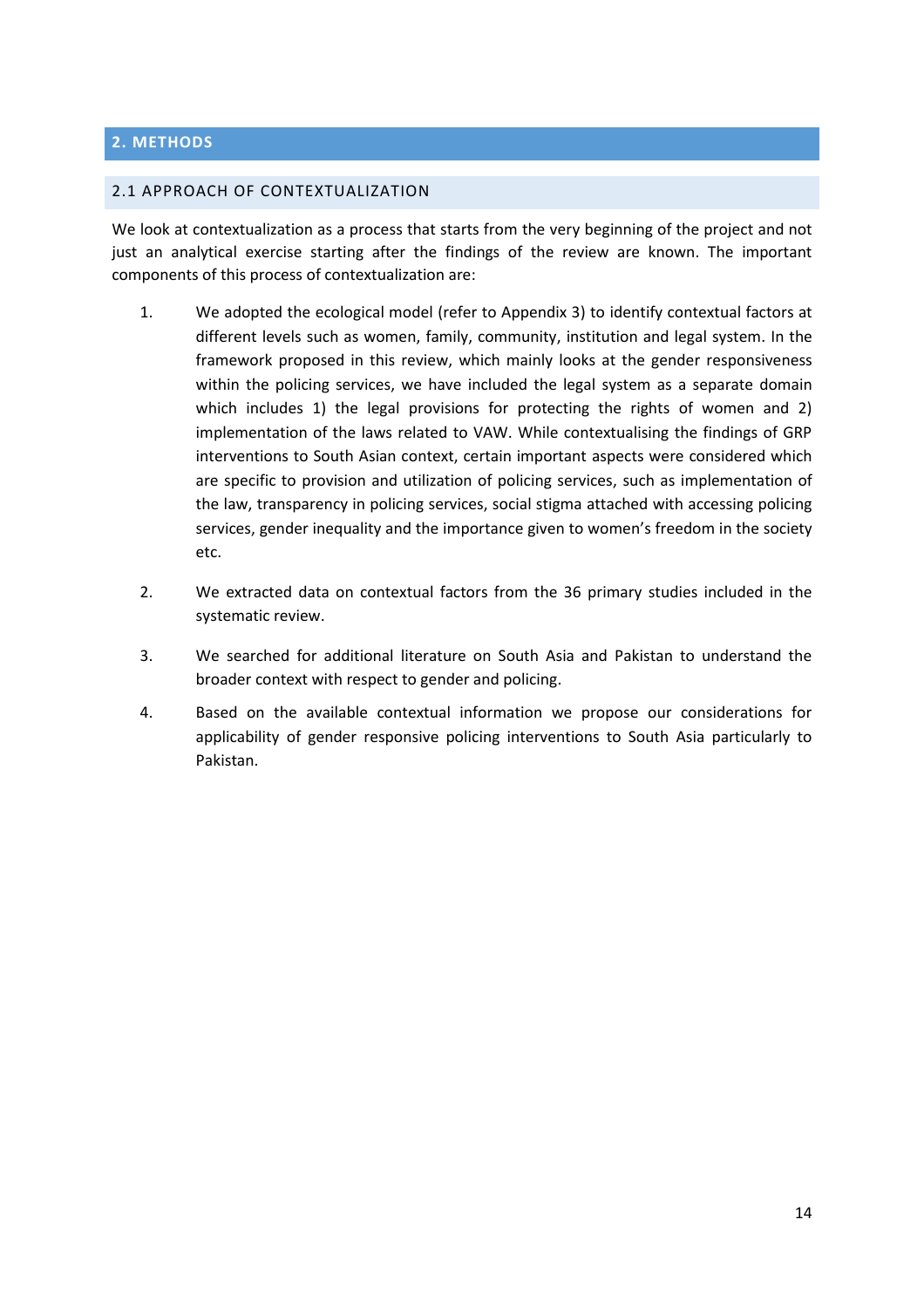# 2. METHODS

## 2.1 APPROACH OF CONTEXTUALIZATION

We look at contextualization as a process that starts from the very beginning of the project and not just an analytical exercise starting after the findings of the review are known. The important components of this process of contextualization are:

1. We adopted the ecological model (refer to Appendix 3) to identify contextual factors at different levels such as women, family, community, institution and legal system. In the framework proposed in this review, which mainly looks at the gender responsiveness within the policing services, we have included the legal system as a separate domain which includes 1) the legal provisions for protecting the rights of women and 2) implementation of the laws related to VAW. While contextualising the findings of GRP interventions to South Asian context, certain important aspects were considered which are specific to provision and utilization of policing services, such as implementation of the law, transparency in policing services, social stigma attached with accessing policing services, gender inequality and the importance given to women's freedom in the society etc.

2. We extracted data on contextual factors from the 36 primary studies included in the systematic review.

3. We searched for additional literature on South Asia and Pakistan to understand the broader context with respect to gender and policing.

4. Based on the available contextual information we propose our considerations for applicability of gender responsive policing interventions to South Asia particularly to Pakistan.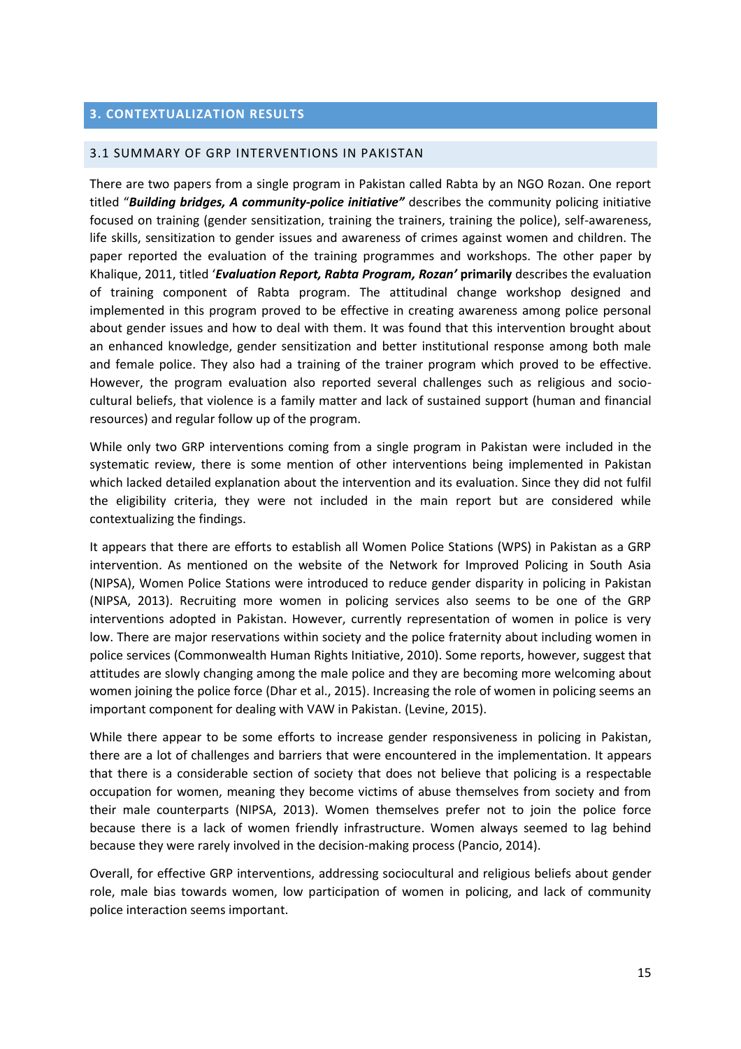## 3. CONTEXTUALIZATION RESULTS

### 3.1 SUMMARY OF GRP INTERVENTIONS IN PAKISTAN

There are two papers from a single program in Pakistan called Rabta by an NGO Rozan. One report titled "***Building bridges, A community-police initiative"*** describes the community policing initiative focused on training (gender sensitization, training the trainers, training the police), self-awareness, life skills, sensitization to gender issues and awareness of crimes against women and children. The paper reported the evaluation of the training programmes and workshops. The other paper by Khalique, 2011, titled '***Evaluation Report, Rabta Program, Rozan'*** **primarily** describes the evaluation of training component of Rabta program. The attitudinal change workshop designed and implemented in this program proved to be effective in creating awareness among police personal about gender issues and how to deal with them. It was found that this intervention brought about an enhanced knowledge, gender sensitization and better institutional response among both male and female police. They also had a training of the trainer program which proved to be effective. However, the program evaluation also reported several challenges such as religious and socio-cultural beliefs, that violence is a family matter and lack of sustained support (human and financial resources) and regular follow up of the program.

While only two GRP interventions coming from a single program in Pakistan were included in the systematic review, there is some mention of other interventions being implemented in Pakistan which lacked detailed explanation about the intervention and its evaluation. Since they did not fulfil the eligibility criteria, they were not included in the main report but are considered while contextualizing the findings.

It appears that there are efforts to establish all Women Police Stations (WPS) in Pakistan as a GRP intervention. As mentioned on the website of the Network for Improved Policing in South Asia (NIPSA), Women Police Stations were introduced to reduce gender disparity in policing in Pakistan (NIPSA, 2013). Recruiting more women in policing services also seems to be one of the GRP interventions adopted in Pakistan. However, currently representation of women in police is very low. There are major reservations within society and the police fraternity about including women in police services (Commonwealth Human Rights Initiative, 2010). Some reports, however, suggest that attitudes are slowly changing among the male police and they are becoming more welcoming about women joining the police force (Dhar et al., 2015). Increasing the role of women in policing seems an important component for dealing with VAW in Pakistan. (Levine, 2015).

While there appear to be some efforts to increase gender responsiveness in policing in Pakistan, there are a lot of challenges and barriers that were encountered in the implementation. It appears that there is a considerable section of society that does not believe that policing is a respectable occupation for women, meaning they become victims of abuse themselves from society and from their male counterparts (NIPSA, 2013). Women themselves prefer not to join the police force because there is a lack of women friendly infrastructure. Women always seemed to lag behind because they were rarely involved in the decision-making process (Pancio, 2014).

Overall, for effective GRP interventions, addressing sociocultural and religious beliefs about gender role, male bias towards women, low participation of women in policing, and lack of community police interaction seems important.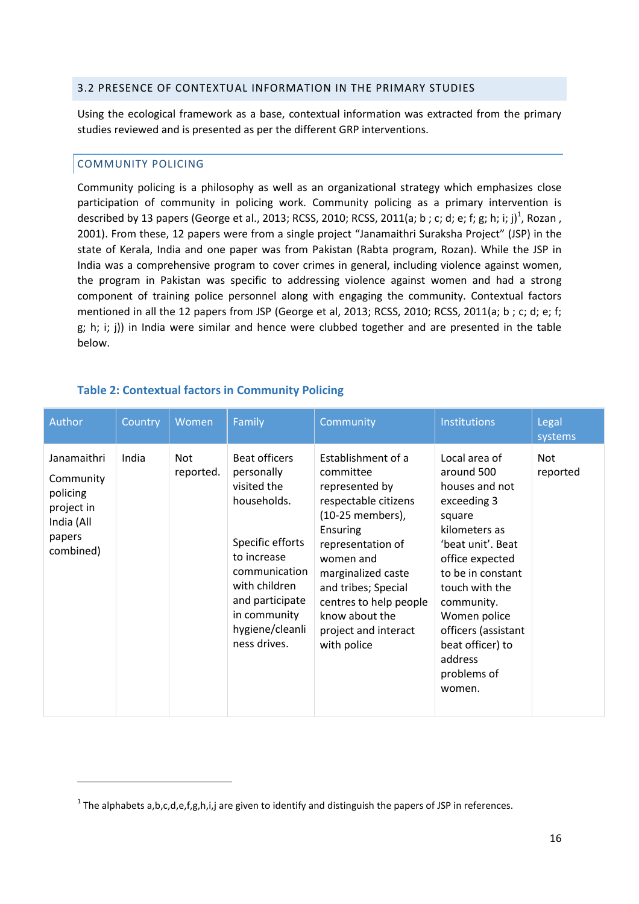## 3.2 PRESENCE OF CONTEXTUAL INFORMATION IN THE PRIMARY STUDIES

Using the ecological framework as a base, contextual information was extracted from the primary studies reviewed and is presented as per the different GRP interventions.

### COMMUNITY POLICING

Community policing is a philosophy as well as an organizational strategy which emphasizes close participation of community in policing work. Community policing as a primary intervention is described by 13 papers (George et al., 2013; RCSS, 2010; RCSS, 2011(a; b ; c; d; e; f; g; h; i; j)[1], Rozan , 2001). From these, 12 papers were from a single project "Janamaithri Suraksha Project" (JSP) in the state of Kerala, India and one paper was from Pakistan (Rabta program, Rozan). While the JSP in India was a comprehensive program to cover crimes in general, including violence against women, the program in Pakistan was specific to addressing violence against women and had a strong component of training police personnel along with engaging the community. Contextual factors mentioned in all the 12 papers from JSP (George et al, 2013; RCSS, 2010; RCSS, 2011(a; b ; c; d; e; f; g; h; i; j)) in India were similar and hence were clubbed together and are presented in the table below.

**Table 2: Contextual factors in Community Policing**

| Author | Country | Women | Family | Community | Institutions | Legal systems |
|---|---|---|---|---|---|---|
| Janamaithri Community policing project in India (All papers combined) | India | Not reported. | Beat officers personally visited the households.<br><br>Specific efforts to increase communication with children and participate in community hygiene/cleanliness drives. | Establishment of a committee represented by respectable citizens (10-25 members), Ensuring representation of women and marginalized caste and tribes; Special centres to help people know about the project and interact with police | Local area of around 500 houses and not exceeding 3 square kilometers as 'beat unit'. Beat office expected to be in constant touch with the community. Women police officers (assistant beat officer) to address problems of women. | Not reported |

[1] The alphabets a,b,c,d,e,f,g,h,i,j are given to identify and distinguish the papers of JSP in references.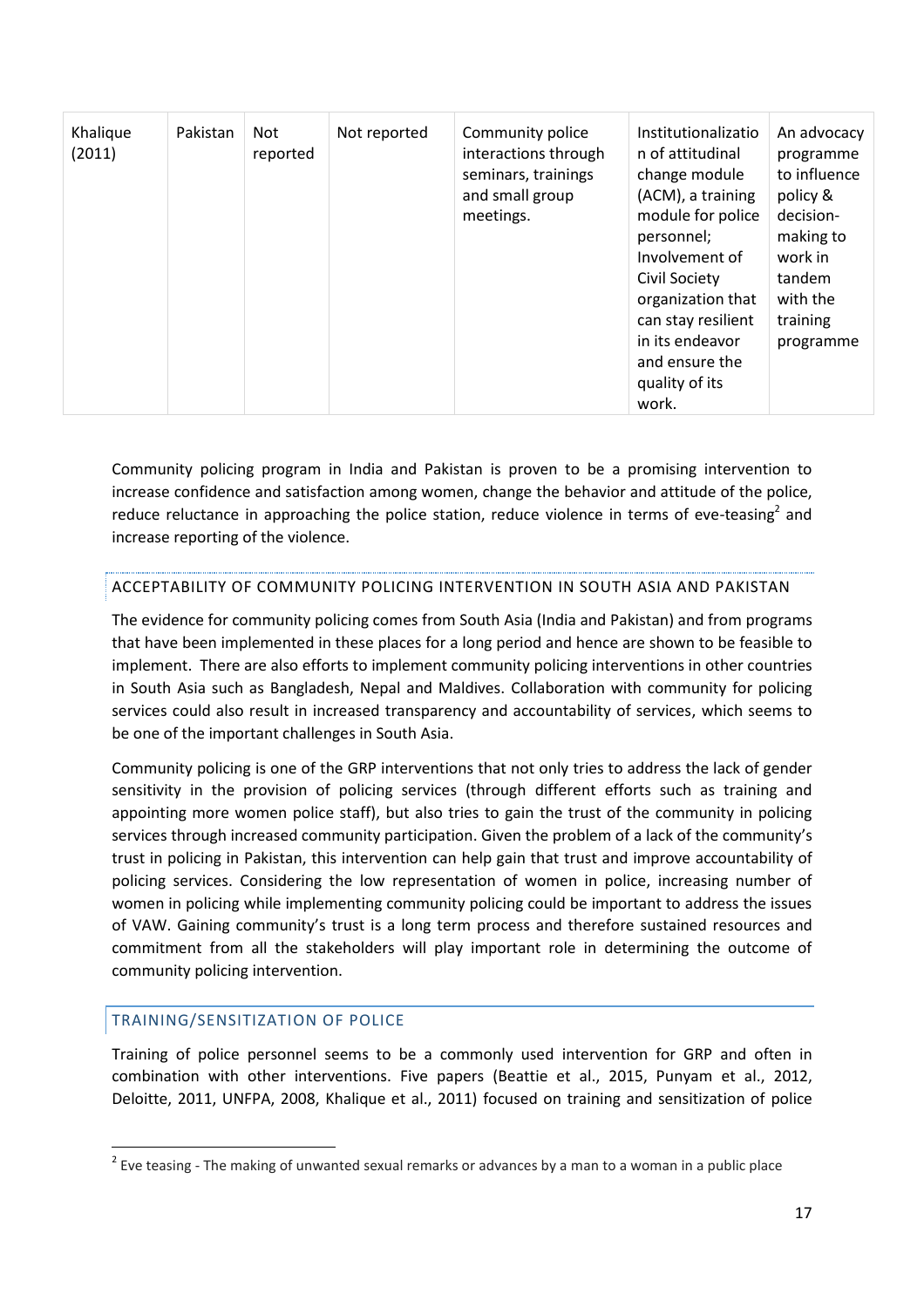| Khalique (2011) | Pakistan | Not reported | Not reported | Community police interactions through seminars, trainings and small group meetings. | Institutionalization of attitudinal change module (ACM), a training module for police personnel; Involvement of Civil Society organization that can stay resilient in its endeavor and ensure the quality of its work. | An advocacy programme to influence policy & decision-making to work in tandem with the training programme |
|---|---|---|---|---|---|---|

Community policing program in India and Pakistan is proven to be a promising intervention to increase confidence and satisfaction among women, change the behavior and attitude of the police, reduce reluctance in approaching the police station, reduce violence in terms of eve-teasing[2] and increase reporting of the violence.

## ACCEPTABILITY OF COMMUNITY POLICING INTERVENTION IN SOUTH ASIA AND PAKISTAN

The evidence for community policing comes from South Asia (India and Pakistan) and from programs that have been implemented in these places for a long period and hence are shown to be feasible to implement. There are also efforts to implement community policing interventions in other countries in South Asia such as Bangladesh, Nepal and Maldives. Collaboration with community for policing services could also result in increased transparency and accountability of services, which seems to be one of the important challenges in South Asia.

Community policing is one of the GRP interventions that not only tries to address the lack of gender sensitivity in the provision of policing services (through different efforts such as training and appointing more women police staff), but also tries to gain the trust of the community in policing services through increased community participation. Given the problem of a lack of the community's trust in policing in Pakistan, this intervention can help gain that trust and improve accountability of policing services. Considering the low representation of women in police, increasing number of women in policing while implementing community policing could be important to address the issues of VAW. Gaining community's trust is a long term process and therefore sustained resources and commitment from all the stakeholders will play important role in determining the outcome of community policing intervention.

## TRAINING/SENSITIZATION OF POLICE

Training of police personnel seems to be a commonly used intervention for GRP and often in combination with other interventions. Five papers (Beattie et al., 2015, Punyam et al., 2012, Deloitte, 2011, UNFPA, 2008, Khalique et al., 2011) focused on training and sensitization of police

[2] Eve teasing - The making of unwanted sexual remarks or advances by a man to a woman in a public place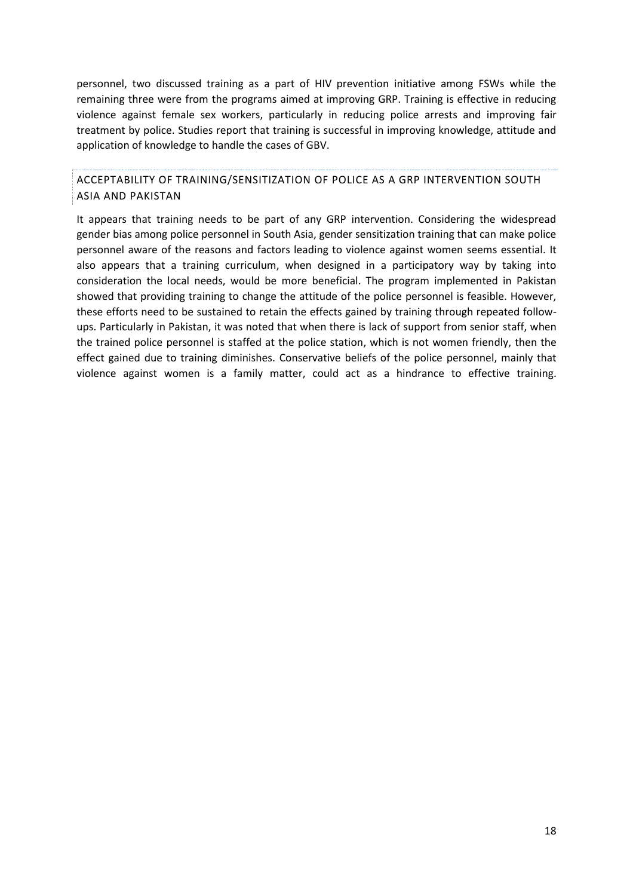personnel, two discussed training as a part of HIV prevention initiative among FSWs while the remaining three were from the programs aimed at improving GRP. Training is effective in reducing violence against female sex workers, particularly in reducing police arrests and improving fair treatment by police. Studies report that training is successful in improving knowledge, attitude and application of knowledge to handle the cases of GBV.

### ACCEPTABILITY OF TRAINING/SENSITIZATION OF POLICE AS A GRP INTERVENTION SOUTH ASIA AND PAKISTAN

It appears that training needs to be part of any GRP intervention. Considering the widespread gender bias among police personnel in South Asia, gender sensitization training that can make police personnel aware of the reasons and factors leading to violence against women seems essential. It also appears that a training curriculum, when designed in a participatory way by taking into consideration the local needs, would be more beneficial. The program implemented in Pakistan showed that providing training to change the attitude of the police personnel is feasible. However, these efforts need to be sustained to retain the effects gained by training through repeated follow-ups. Particularly in Pakistan, it was noted that when there is lack of support from senior staff, when the trained police personnel is staffed at the police station, which is not women friendly, then the effect gained due to training diminishes. Conservative beliefs of the police personnel, mainly that violence against women is a family matter, could act as a hindrance to effective training.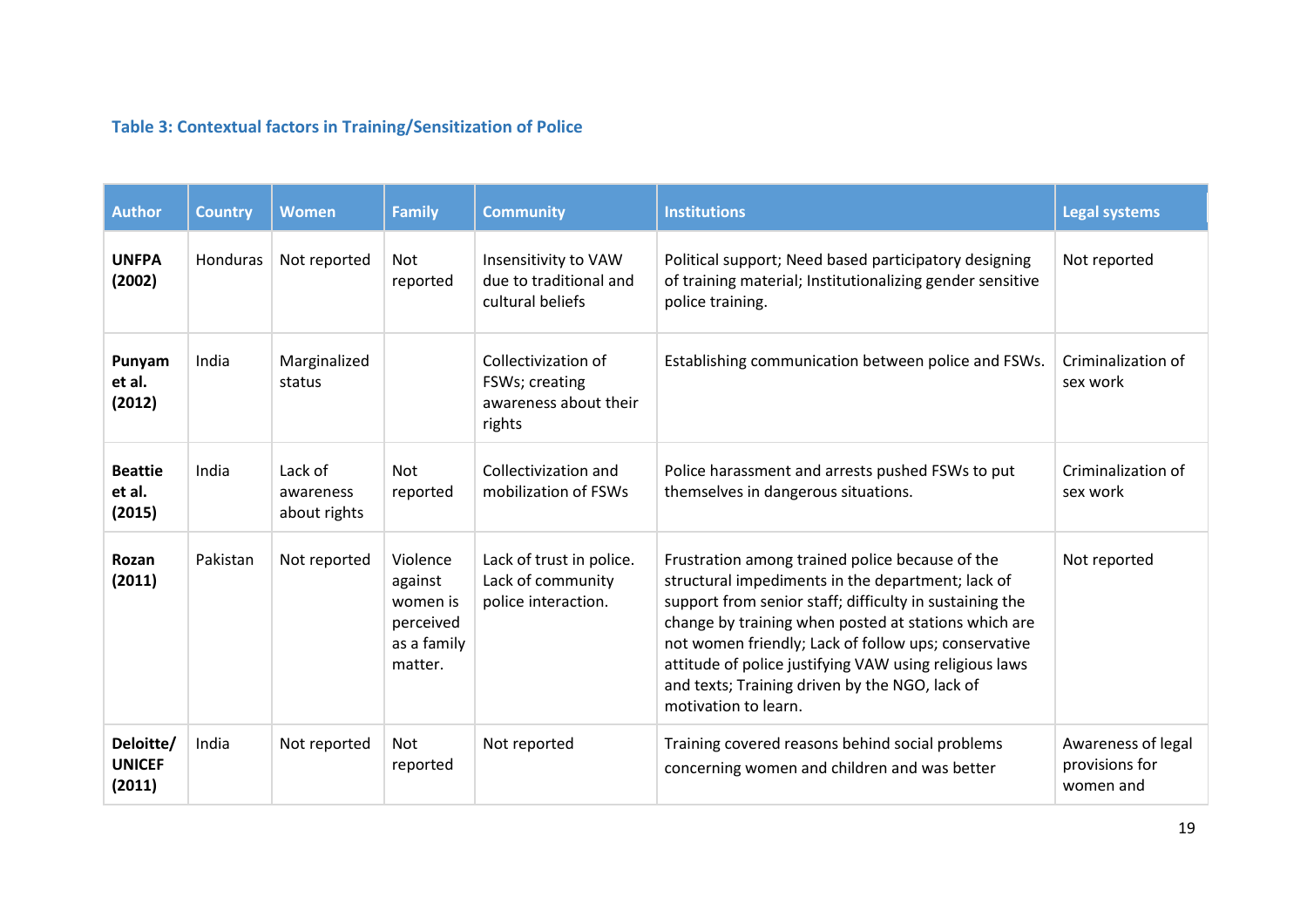### Table 3: Contextual factors in Training/Sensitization of Police

| Author | Country | Women | Family | Community | Institutions | Legal systems |
|---|---|---|---|---|---|---|
| **UNFPA (2002)** | Honduras | Not reported | Not reported | Insensitivity to VAW due to traditional and cultural beliefs | Political support; Need based participatory designing of training material; Institutionalizing gender sensitive police training. | Not reported |
| **Punyam et al. (2012)** | India | Marginalized status | | Collectivization of FSWs; creating awareness about their rights | Establishing communication between police and FSWs. | Criminalization of sex work |
| **Beattie et al. (2015)** | India | Lack of awareness about rights | Not reported | Collectivization and mobilization of FSWs | Police harassment and arrests pushed FSWs to put themselves in dangerous situations. | Criminalization of sex work |
| **Rozan (2011)** | Pakistan | Not reported | Violence against women is perceived as a family matter. | Lack of trust in police. Lack of community police interaction. | Frustration among trained police because of the structural impediments in the department; lack of support from senior staff; difficulty in sustaining the change by training when posted at stations which are not women friendly; Lack of follow ups; conservative attitude of police justifying VAW using religious laws and texts; Training driven by the NGO, lack of motivation to learn. | Not reported |
| **Deloitte/ UNICEF (2011)** | India | Not reported | Not reported | Not reported | Training covered reasons behind social problems concerning women and children and was better | Awareness of legal provisions for women and |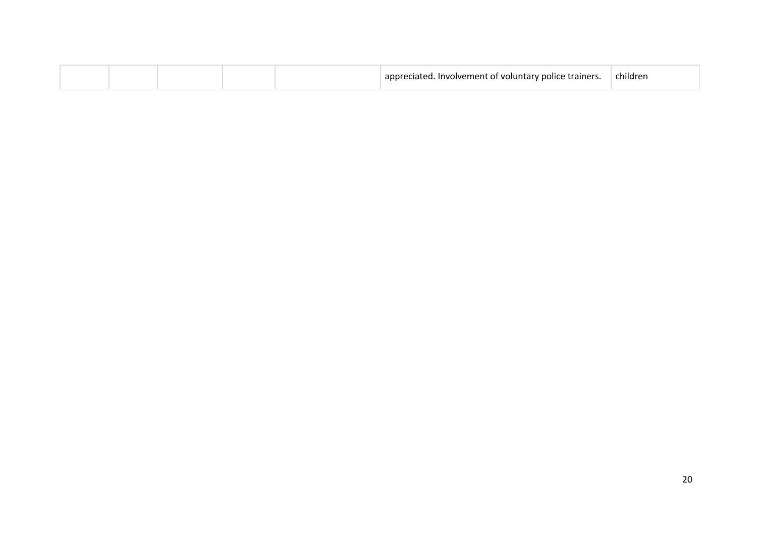| | | | | | | |
|---|---|---|---|---|---|---|
| | | | | | appreciated. Involvement of voluntary police trainers. | children |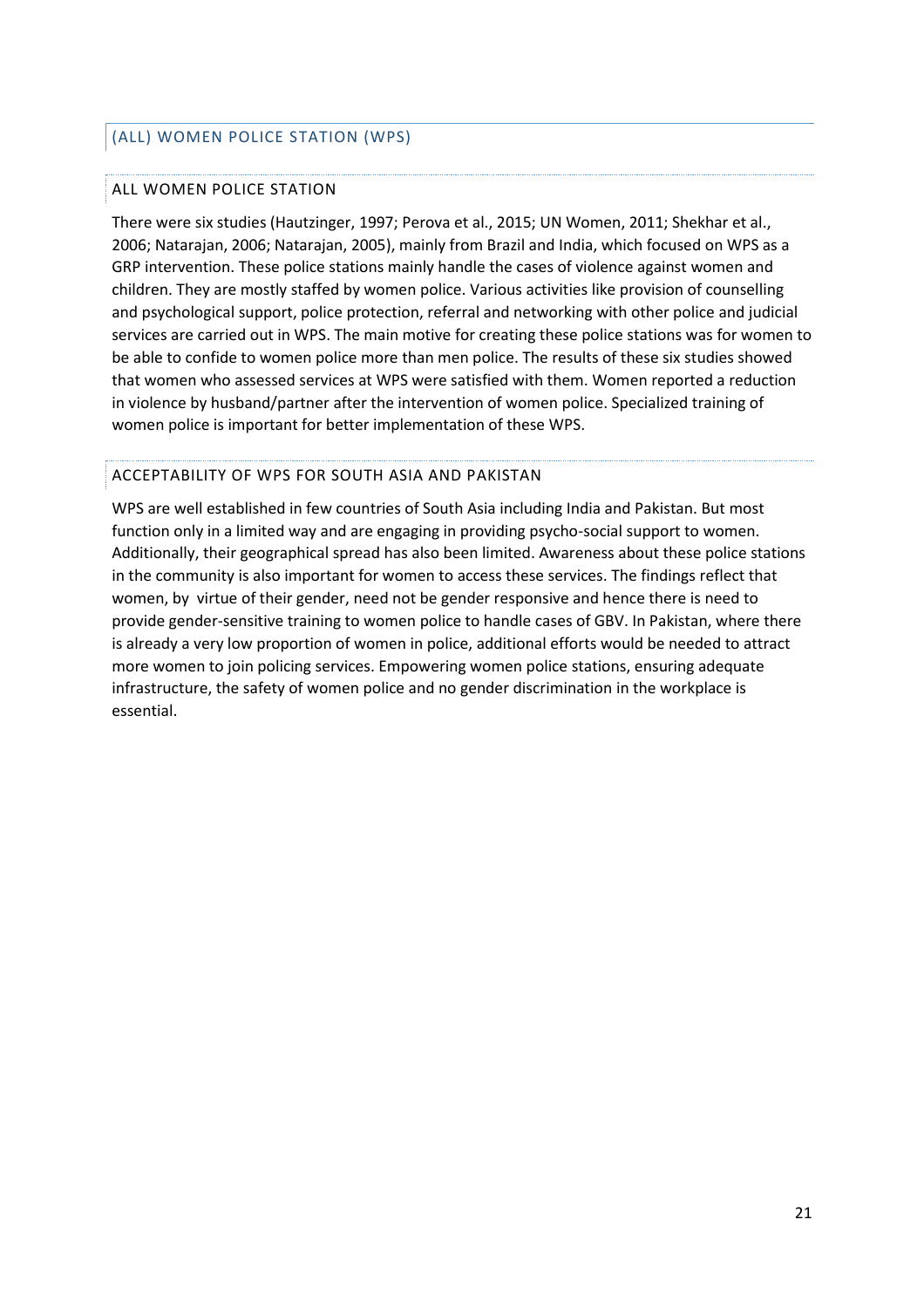## (ALL) WOMEN POLICE STATION (WPS)

### ALL WOMEN POLICE STATION

There were six studies (Hautzinger, 1997; Perova et al., 2015; UN Women, 2011; Shekhar et al., 2006; Natarajan, 2006; Natarajan, 2005), mainly from Brazil and India, which focused on WPS as a GRP intervention. These police stations mainly handle the cases of violence against women and children. They are mostly staffed by women police. Various activities like provision of counselling and psychological support, police protection, referral and networking with other police and judicial services are carried out in WPS. The main motive for creating these police stations was for women to be able to confide to women police more than men police. The results of these six studies showed that women who assessed services at WPS were satisfied with them. Women reported a reduction in violence by husband/partner after the intervention of women police. Specialized training of women police is important for better implementation of these WPS.

### ACCEPTABILITY OF WPS FOR SOUTH ASIA AND PAKISTAN

WPS are well established in few countries of South Asia including India and Pakistan. But most function only in a limited way and are engaging in providing psycho-social support to women. Additionally, their geographical spread has also been limited. Awareness about these police stations in the community is also important for women to access these services. The findings reflect that women, by virtue of their gender, need not be gender responsive and hence there is need to provide gender-sensitive training to women police to handle cases of GBV. In Pakistan, where there is already a very low proportion of women in police, additional efforts would be needed to attract more women to join policing services. Empowering women police stations, ensuring adequate infrastructure, the safety of women police and no gender discrimination in the workplace is essential.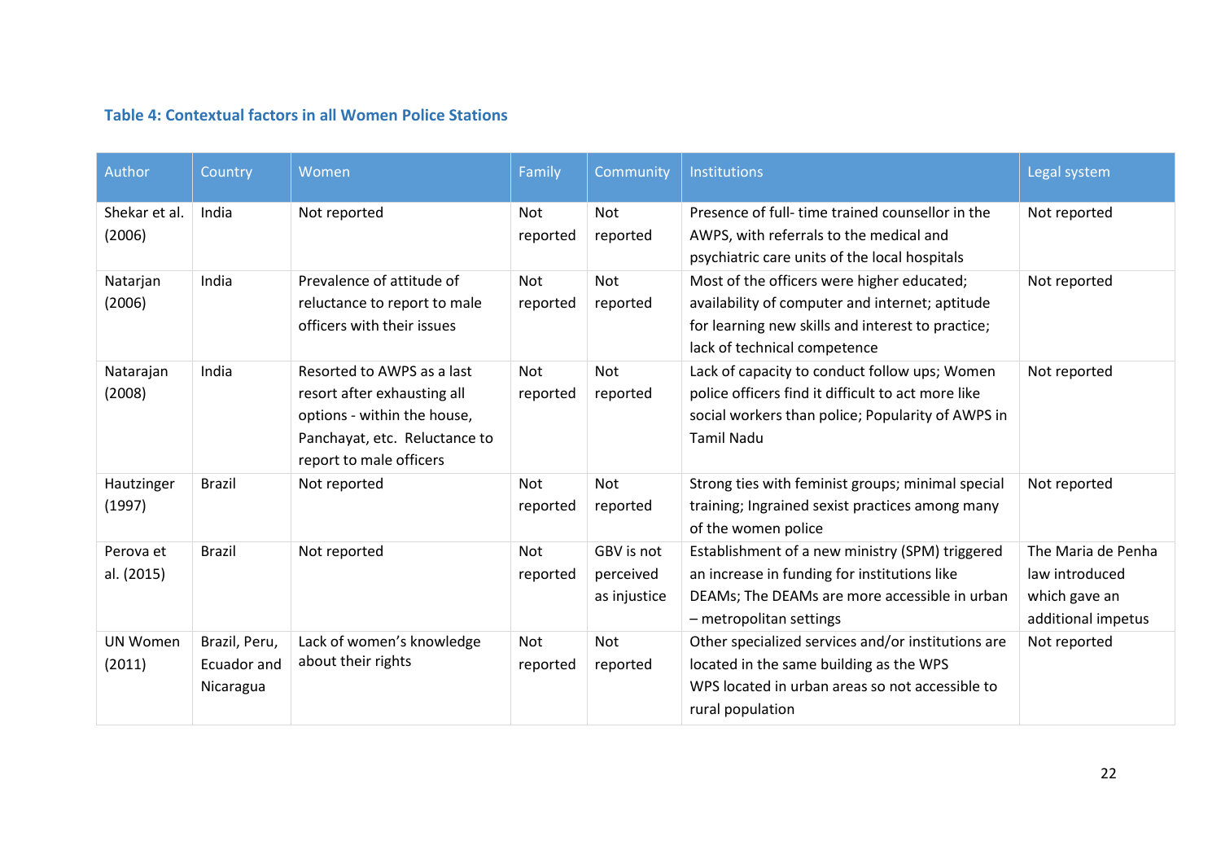**Table 4: Contextual factors in all Women Police Stations**

| Author | Country | Women | Family | Community | Institutions | Legal system |
|---|---|---|---|---|---|---|
| Shekar et al. (2006) | India | Not reported | Not reported | Not reported | Presence of full- time trained counsellor in the AWPS, with referrals to the medical and psychiatric care units of the local hospitals | Not reported |
| Natarjan (2006) | India | Prevalence of attitude of reluctance to report to male officers with their issues | Not reported | Not reported | Most of the officers were higher educated; availability of computer and internet; aptitude for learning new skills and interest to practice; lack of technical competence | Not reported |
| Natarajan (2008) | India | Resorted to AWPS as a last resort after exhausting all options - within the house, Panchayat, etc. Reluctance to report to male officers | Not reported | Not reported | Lack of capacity to conduct follow ups; Women police officers find it difficult to act more like social workers than police; Popularity of AWPS in Tamil Nadu | Not reported |
| Hautzinger (1997) | Brazil | Not reported | Not reported | Not reported | Strong ties with feminist groups; minimal special training; Ingrained sexist practices among many of the women police | Not reported |
| Perova et al. (2015) | Brazil | Not reported | Not reported | GBV is not perceived as injustice | Establishment of a new ministry (SPM) triggered an increase in funding for institutions like DEAMs; The DEAMs are more accessible in urban – metropolitan settings | The Maria de Penha law introduced which gave an additional impetus |
| UN Women (2011) | Brazil, Peru, Ecuador and Nicaragua | Lack of women's knowledge about their rights | Not reported | Not reported | Other specialized services and/or institutions are located in the same building as the WPS<br>WPS located in urban areas so not accessible to rural population | Not reported |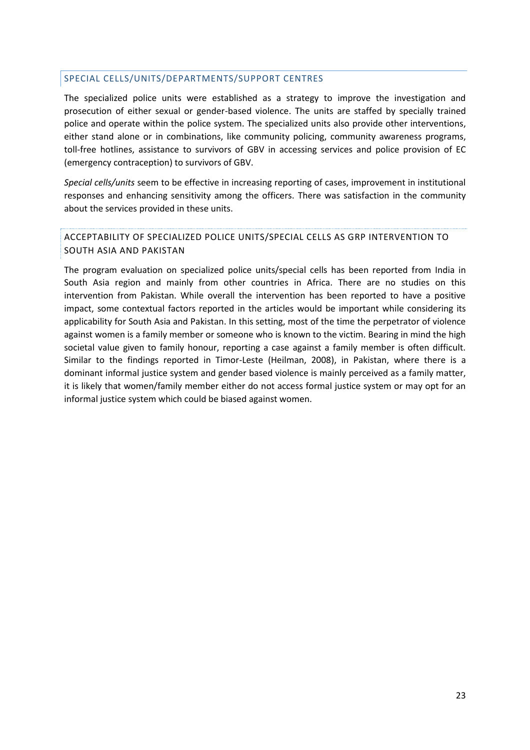## SPECIAL CELLS/UNITS/DEPARTMENTS/SUPPORT CENTRES

The specialized police units were established as a strategy to improve the investigation and prosecution of either sexual or gender-based violence. The units are staffed by specially trained police and operate within the police system. The specialized units also provide other interventions, either stand alone or in combinations, like community policing, community awareness programs, toll-free hotlines, assistance to survivors of GBV in accessing services and police provision of EC (emergency contraception) to survivors of GBV.

*Special cells/units* seem to be effective in increasing reporting of cases, improvement in institutional responses and enhancing sensitivity among the officers. There was satisfaction in the community about the services provided in these units.

### ACCEPTABILITY OF SPECIALIZED POLICE UNITS/SPECIAL CELLS AS GRP INTERVENTION TO SOUTH ASIA AND PAKISTAN

The program evaluation on specialized police units/special cells has been reported from India in South Asia region and mainly from other countries in Africa. There are no studies on this intervention from Pakistan. While overall the intervention has been reported to have a positive impact, some contextual factors reported in the articles would be important while considering its applicability for South Asia and Pakistan. In this setting, most of the time the perpetrator of violence against women is a family member or someone who is known to the victim. Bearing in mind the high societal value given to family honour, reporting a case against a family member is often difficult. Similar to the findings reported in Timor-Leste (Heilman, 2008), in Pakistan, where there is a dominant informal justice system and gender based violence is mainly perceived as a family matter, it is likely that women/family member either do not access formal justice system or may opt for an informal justice system which could be biased against women.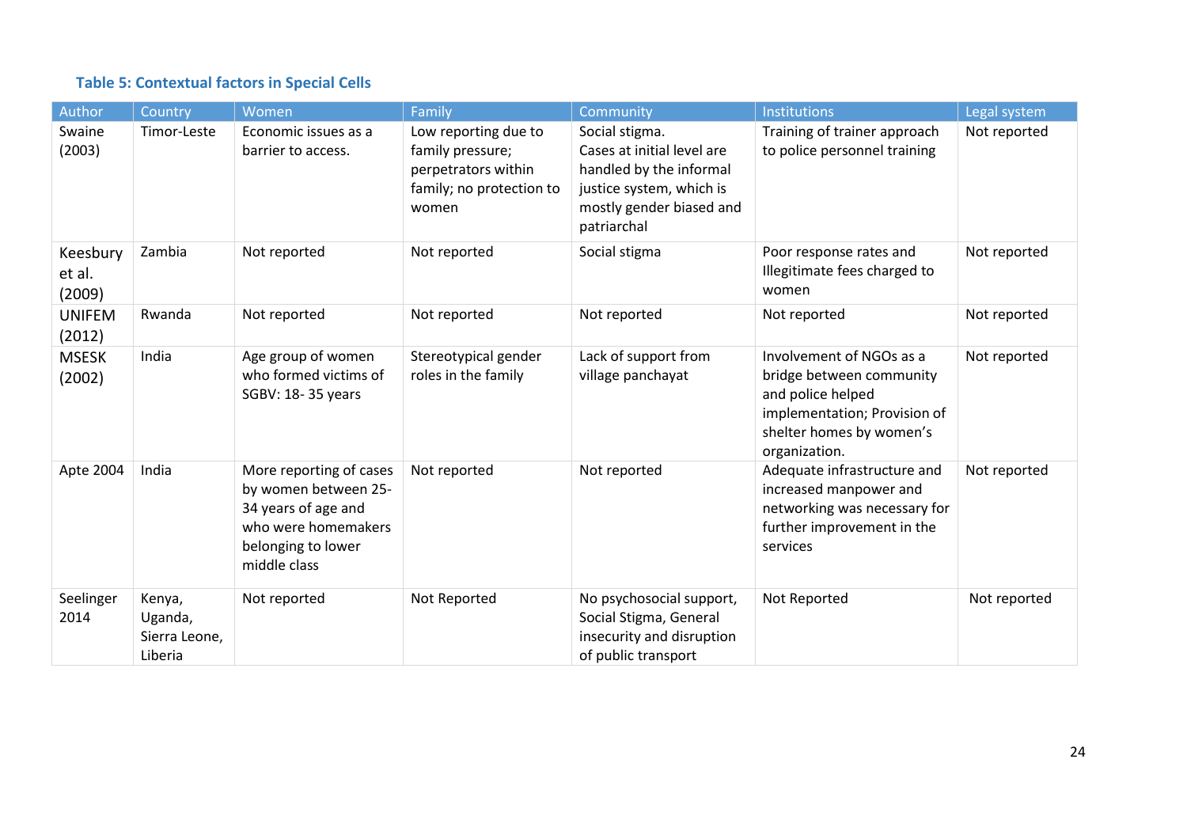### Table 5: Contextual factors in Special Cells

| Author | Country | Women | Family | Community | Institutions | Legal system |
|---|---|---|---|---|---|---|
| Swaine (2003) | Timor-Leste | Economic issues as a barrier to access. | Low reporting due to family pressure; perpetrators within family; no protection to women | Social stigma. Cases at initial level are handled by the informal justice system, which is mostly gender biased and patriarchal | Training of trainer approach to police personnel training | Not reported |
| Keesbury et al. (2009) | Zambia | Not reported | Not reported | Social stigma | Poor response rates and Illegitimate fees charged to women | Not reported |
| UNIFEM (2012) | Rwanda | Not reported | Not reported | Not reported | Not reported | Not reported |
| MSESK (2002) | India | Age group of women who formed victims of SGBV: 18- 35 years | Stereotypical gender roles in the family | Lack of support from village panchayat | Involvement of NGOs as a bridge between community and police helped implementation; Provision of shelter homes by women's organization. | Not reported |
| Apte 2004 | India | More reporting of cases by women between 25-34 years of age and who were homemakers belonging to lower middle class | Not reported | Not reported | Adequate infrastructure and increased manpower and networking was necessary for further improvement in the services | Not reported |
| Seelinger 2014 | Kenya, Uganda, Sierra Leone, Liberia | Not reported | Not Reported | No psychosocial support, Social Stigma, General insecurity and disruption of public transport | Not Reported | Not reported |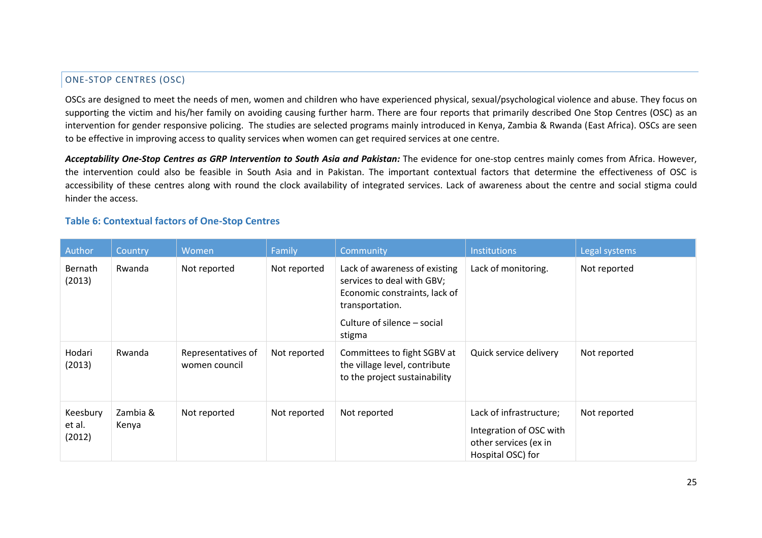## ONE-STOP CENTRES (OSC)

OSCs are designed to meet the needs of men, women and children who have experienced physical, sexual/psychological violence and abuse. They focus on supporting the victim and his/her family on avoiding causing further harm. There are four reports that primarily described One Stop Centres (OSC) as an intervention for gender responsive policing. The studies are selected programs mainly introduced in Kenya, Zambia & Rwanda (East Africa). OSCs are seen to be effective in improving access to quality services when women can get required services at one centre.

***Acceptability One-Stop Centres as GRP Intervention to South Asia and Pakistan:*** The evidence for one-stop centres mainly comes from Africa. However, the intervention could also be feasible in South Asia and in Pakistan. The important contextual factors that determine the effectiveness of OSC is accessibility of these centres along with round the clock availability of integrated services. Lack of awareness about the centre and social stigma could hinder the access.

**Table 6: Contextual factors of One-Stop Centres**

| Author | Country | Women | Family | Community | Institutions | Legal systems |
|---|---|---|---|---|---|---|
| Bernath (2013) | Rwanda | Not reported | Not reported | Lack of awareness of existing services to deal with GBV; Economic constraints, lack of transportation.<br><br>Culture of silence – social stigma | Lack of monitoring. | Not reported |
| Hodari (2013) | Rwanda | Representatives of women council | Not reported | Committees to fight SGBV at the village level, contribute to the project sustainability | Quick service delivery | Not reported |
| Keesbury et al. (2012) | Zambia & Kenya | Not reported | Not reported | Not reported | Lack of infrastructure;<br><br>Integration of OSC with other services (ex in Hospital OSC) for | Not reported |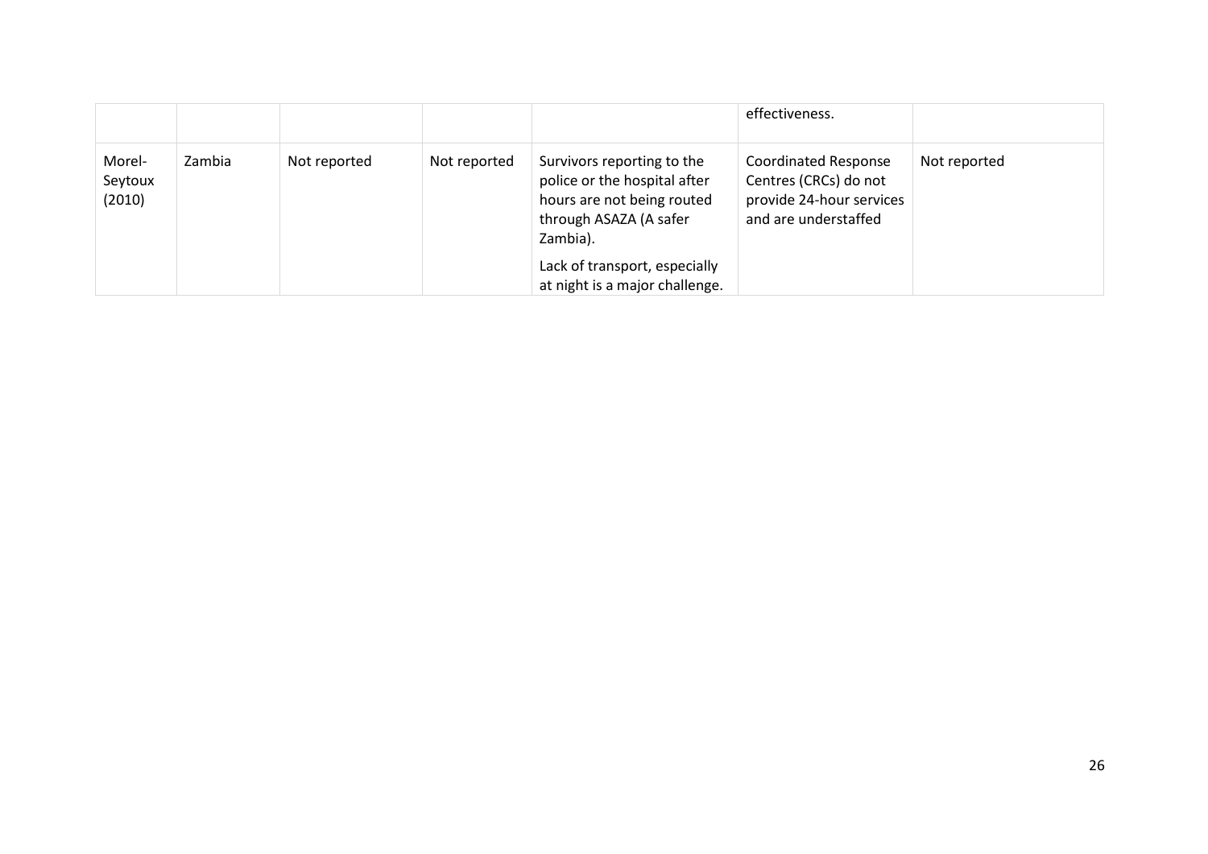| | | | | | effectiveness. | |
|---|---|---|---|---|---|---|
| Morel-Seytoux (2010) | Zambia | Not reported | Not reported | Survivors reporting to the police or the hospital after hours are not being routed through ASAZA (A safer Zambia).<br><br>Lack of transport, especially at night is a major challenge. | Coordinated Response Centres (CRCs) do not provide 24-hour services and are understaffed | Not reported |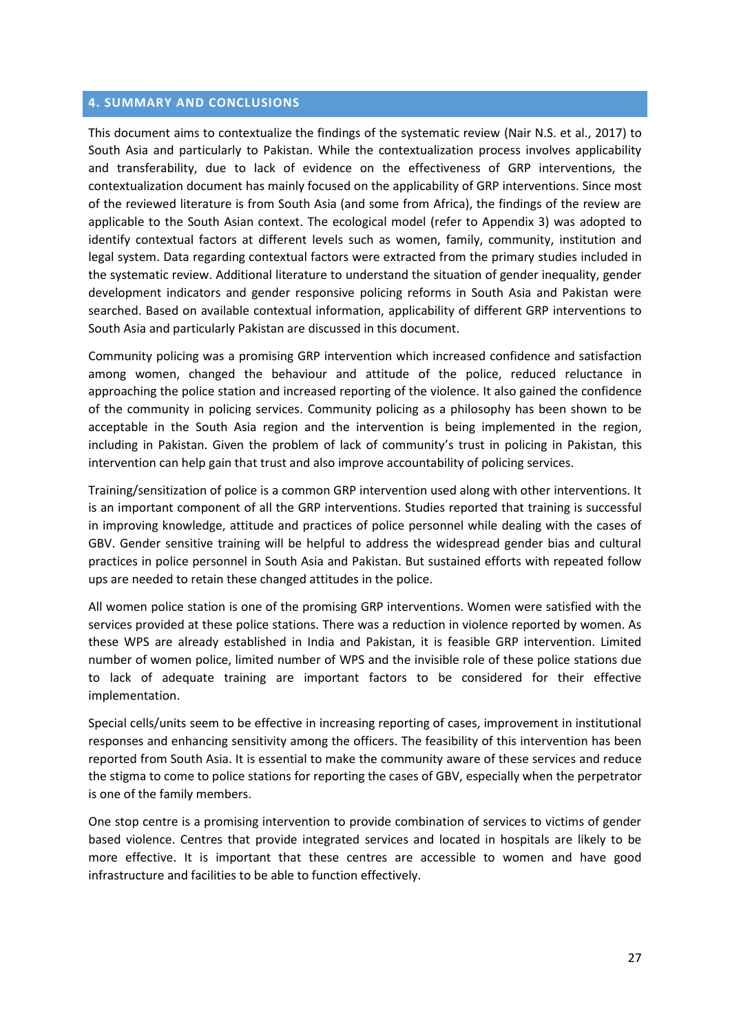## 4. SUMMARY AND CONCLUSIONS

This document aims to contextualize the findings of the systematic review (Nair N.S. et al., 2017) to South Asia and particularly to Pakistan. While the contextualization process involves applicability and transferability, due to lack of evidence on the effectiveness of GRP interventions, the contextualization document has mainly focused on the applicability of GRP interventions. Since most of the reviewed literature is from South Asia (and some from Africa), the findings of the review are applicable to the South Asian context. The ecological model (refer to Appendix 3) was adopted to identify contextual factors at different levels such as women, family, community, institution and legal system. Data regarding contextual factors were extracted from the primary studies included in the systematic review. Additional literature to understand the situation of gender inequality, gender development indicators and gender responsive policing reforms in South Asia and Pakistan were searched. Based on available contextual information, applicability of different GRP interventions to South Asia and particularly Pakistan are discussed in this document.

Community policing was a promising GRP intervention which increased confidence and satisfaction among women, changed the behaviour and attitude of the police, reduced reluctance in approaching the police station and increased reporting of the violence. It also gained the confidence of the community in policing services. Community policing as a philosophy has been shown to be acceptable in the South Asia region and the intervention is being implemented in the region, including in Pakistan. Given the problem of lack of community's trust in policing in Pakistan, this intervention can help gain that trust and also improve accountability of policing services.

Training/sensitization of police is a common GRP intervention used along with other interventions. It is an important component of all the GRP interventions. Studies reported that training is successful in improving knowledge, attitude and practices of police personnel while dealing with the cases of GBV. Gender sensitive training will be helpful to address the widespread gender bias and cultural practices in police personnel in South Asia and Pakistan. But sustained efforts with repeated follow ups are needed to retain these changed attitudes in the police.

All women police station is one of the promising GRP interventions. Women were satisfied with the services provided at these police stations. There was a reduction in violence reported by women. As these WPS are already established in India and Pakistan, it is feasible GRP intervention. Limited number of women police, limited number of WPS and the invisible role of these police stations due to lack of adequate training are important factors to be considered for their effective implementation.

Special cells/units seem to be effective in increasing reporting of cases, improvement in institutional responses and enhancing sensitivity among the officers. The feasibility of this intervention has been reported from South Asia. It is essential to make the community aware of these services and reduce the stigma to come to police stations for reporting the cases of GBV, especially when the perpetrator is one of the family members.

One stop centre is a promising intervention to provide combination of services to victims of gender based violence. Centres that provide integrated services and located in hospitals are likely to be more effective. It is important that these centres are accessible to women and have good infrastructure and facilities to be able to function effectively.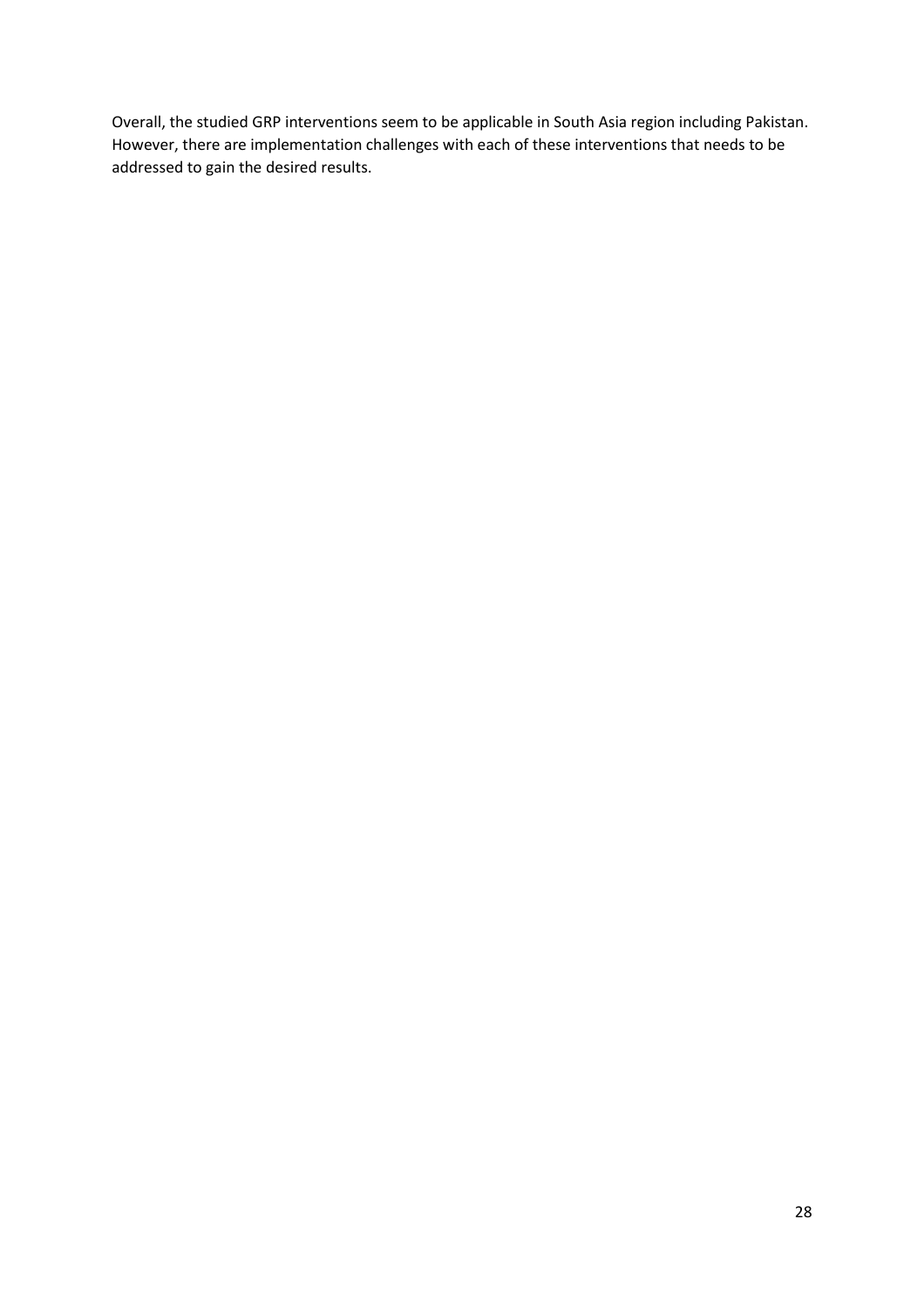Overall, the studied GRP interventions seem to be applicable in South Asia region including Pakistan. However, there are implementation challenges with each of these interventions that needs to be addressed to gain the desired results.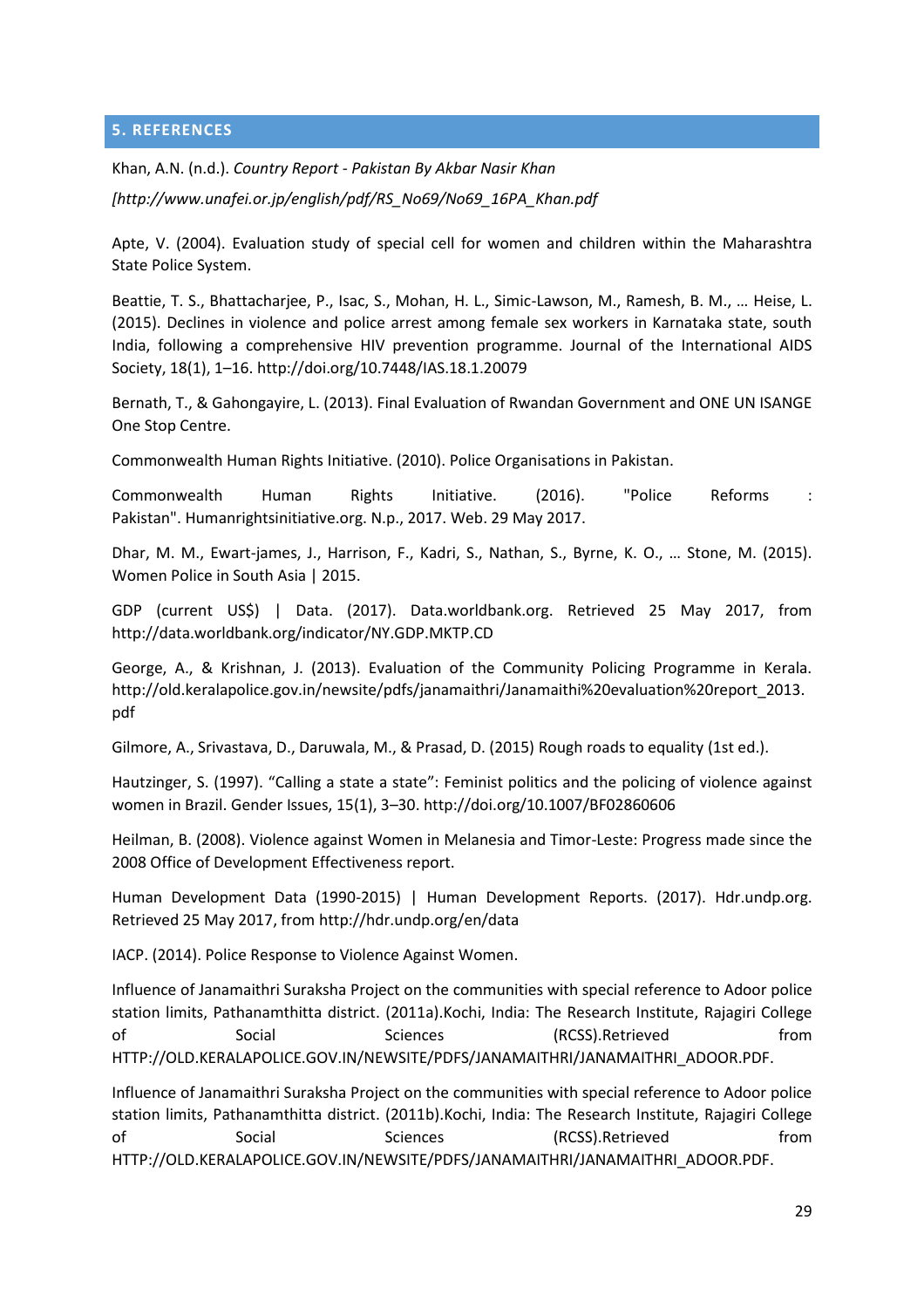## 5. REFERENCES

Khan, A.N. (n.d.). *Country Report - Pakistan By Akbar Nasir Khan*

*[http://www.unafei.or.jp/english/pdf/RS_No69/No69_16PA_Khan.pdf*

Apte, V. (2004). Evaluation study of special cell for women and children within the Maharashtra State Police System.

Beattie, T. S., Bhattacharjee, P., Isac, S., Mohan, H. L., Simic-Lawson, M., Ramesh, B. M., … Heise, L. (2015). Declines in violence and police arrest among female sex workers in Karnataka state, south India, following a comprehensive HIV prevention programme. Journal of the International AIDS Society, 18(1), 1–16. http://doi.org/10.7448/IAS.18.1.20079

Bernath, T., & Gahongayire, L. (2013). Final Evaluation of Rwandan Government and ONE UN ISANGE One Stop Centre.

Commonwealth Human Rights Initiative. (2010). Police Organisations in Pakistan.

Commonwealth Human Rights Initiative. (2016). "Police Reforms : Pakistan". Humanrightsinitiative.org. N.p., 2017. Web. 29 May 2017.

Dhar, M. M., Ewart-james, J., Harrison, F., Kadri, S., Nathan, S., Byrne, K. O., … Stone, M. (2015). Women Police in South Asia | 2015.

GDP (current US$) | Data. (2017). Data.worldbank.org. Retrieved 25 May 2017, from http://data.worldbank.org/indicator/NY.GDP.MKTP.CD

George, A., & Krishnan, J. (2013). Evaluation of the Community Policing Programme in Kerala. http://old.keralapolice.gov.in/newsite/pdfs/janamaithri/Janamaithi%20evaluation%20report_2013.pdf

Gilmore, A., Srivastava, D., Daruwala, M., & Prasad, D. (2015) Rough roads to equality (1st ed.).

Hautzinger, S. (1997). "Calling a state a state": Feminist politics and the policing of violence against women in Brazil. Gender Issues, 15(1), 3–30. http://doi.org/10.1007/BF02860606

Heilman, B. (2008). Violence against Women in Melanesia and Timor-Leste: Progress made since the 2008 Office of Development Effectiveness report.

Human Development Data (1990-2015) | Human Development Reports. (2017). Hdr.undp.org. Retrieved 25 May 2017, from http://hdr.undp.org/en/data

IACP. (2014). Police Response to Violence Against Women.

Influence of Janamaithri Suraksha Project on the communities with special reference to Adoor police station limits, Pathanamthitta district. (2011a).Kochi, India: The Research Institute, Rajagiri College of Social Sciences (RCSS).Retrieved from HTTP://OLD.KERALAPOLICE.GOV.IN/NEWSITE/PDFS/JANAMAITHRI/JANAMAITHRI_ADOOR.PDF.

Influence of Janamaithri Suraksha Project on the communities with special reference to Adoor police station limits, Pathanamthitta district. (2011b).Kochi, India: The Research Institute, Rajagiri College of Social Sciences (RCSS).Retrieved from HTTP://OLD.KERALAPOLICE.GOV.IN/NEWSITE/PDFS/JANAMAITHRI/JANAMAITHRI_ADOOR.PDF.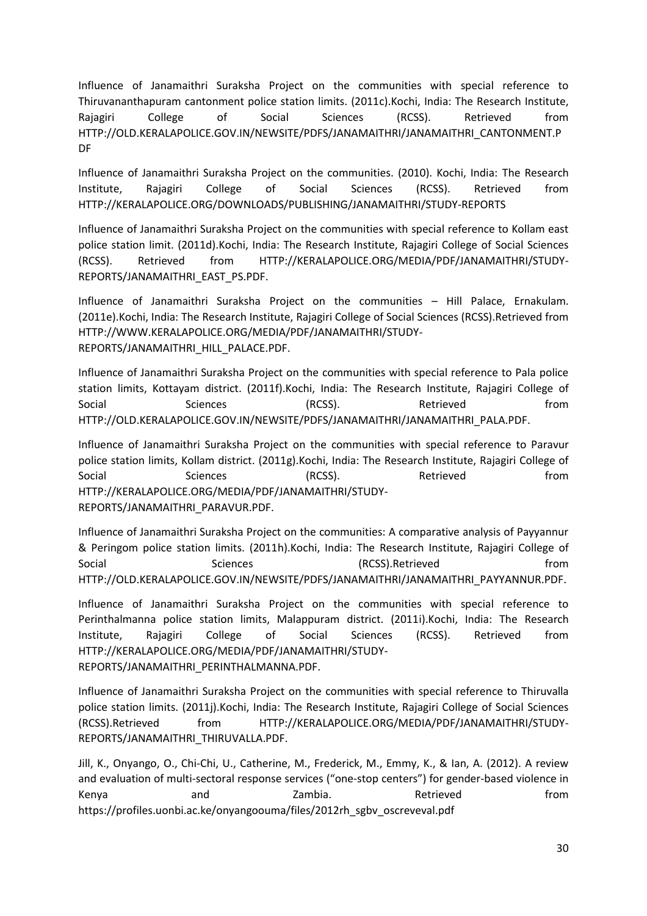Influence of Janamaithri Suraksha Project on the communities with special reference to Thiruvananthapuram cantonment police station limits. (2011c).Kochi, India: The Research Institute, Rajagiri College of Social Sciences (RCSS). Retrieved from HTTP://OLD.KERALAPOLICE.GOV.IN/NEWSITE/PDFS/JANAMAITHRI/JANAMAITHRI_CANTONMENT.PDF

Influence of Janamaithri Suraksha Project on the communities. (2010). Kochi, India: The Research Institute, Rajagiri College of Social Sciences (RCSS). Retrieved from HTTP://KERALAPOLICE.ORG/DOWNLOADS/PUBLISHING/JANAMAITHRI/STUDY-REPORTS

Influence of Janamaithri Suraksha Project on the communities with special reference to Kollam east police station limit. (2011d).Kochi, India: The Research Institute, Rajagiri College of Social Sciences (RCSS). Retrieved from HTTP://KERALAPOLICE.ORG/MEDIA/PDF/JANAMAITHRI/STUDY-REPORTS/JANAMAITHRI_EAST_PS.PDF.

Influence of Janamaithri Suraksha Project on the communities – Hill Palace, Ernakulam. (2011e).Kochi, India: The Research Institute, Rajagiri College of Social Sciences (RCSS).Retrieved from HTTP://WWW.KERALAPOLICE.ORG/MEDIA/PDF/JANAMAITHRI/STUDY-REPORTS/JANAMAITHRI_HILL_PALACE.PDF.

Influence of Janamaithri Suraksha Project on the communities with special reference to Pala police station limits, Kottayam district. (2011f).Kochi, India: The Research Institute, Rajagiri College of Social Sciences (RCSS). Retrieved from HTTP://OLD.KERALAPOLICE.GOV.IN/NEWSITE/PDFS/JANAMAITHRI/JANAMAITHRI_PALA.PDF.

Influence of Janamaithri Suraksha Project on the communities with special reference to Paravur police station limits, Kollam district. (2011g).Kochi, India: The Research Institute, Rajagiri College of Social Sciences (RCSS). Retrieved from HTTP://KERALAPOLICE.ORG/MEDIA/PDF/JANAMAITHRI/STUDY-REPORTS/JANAMAITHRI_PARAVUR.PDF.

Influence of Janamaithri Suraksha Project on the communities: A comparative analysis of Payyannur & Peringom police station limits. (2011h).Kochi, India: The Research Institute, Rajagiri College of Social Sciences (RCSS).Retrieved from HTTP://OLD.KERALAPOLICE.GOV.IN/NEWSITE/PDFS/JANAMAITHRI/JANAMAITHRI_PAYYANNUR.PDF.

Influence of Janamaithri Suraksha Project on the communities with special reference to Perinthalmanna police station limits, Malappuram district. (2011i).Kochi, India: The Research Institute, Rajagiri College of Social Sciences (RCSS). Retrieved from HTTP://KERALAPOLICE.ORG/MEDIA/PDF/JANAMAITHRI/STUDY-REPORTS/JANAMAITHRI_PERINTHALMANNA.PDF.

Influence of Janamaithri Suraksha Project on the communities with special reference to Thiruvalla police station limits. (2011j).Kochi, India: The Research Institute, Rajagiri College of Social Sciences (RCSS).Retrieved from HTTP://KERALAPOLICE.ORG/MEDIA/PDF/JANAMAITHRI/STUDY-REPORTS/JANAMAITHRI_THIRUVALLA.PDF.

Jill, K., Onyango, O., Chi-Chi, U., Catherine, M., Frederick, M., Emmy, K., & Ian, A. (2012). A review and evaluation of multi-sectoral response services ("one-stop centers") for gender-based violence in Kenya and Zambia. Retrieved from https://profiles.uonbi.ac.ke/onyangoouma/files/2012rh_sgbv_oscreveval.pdf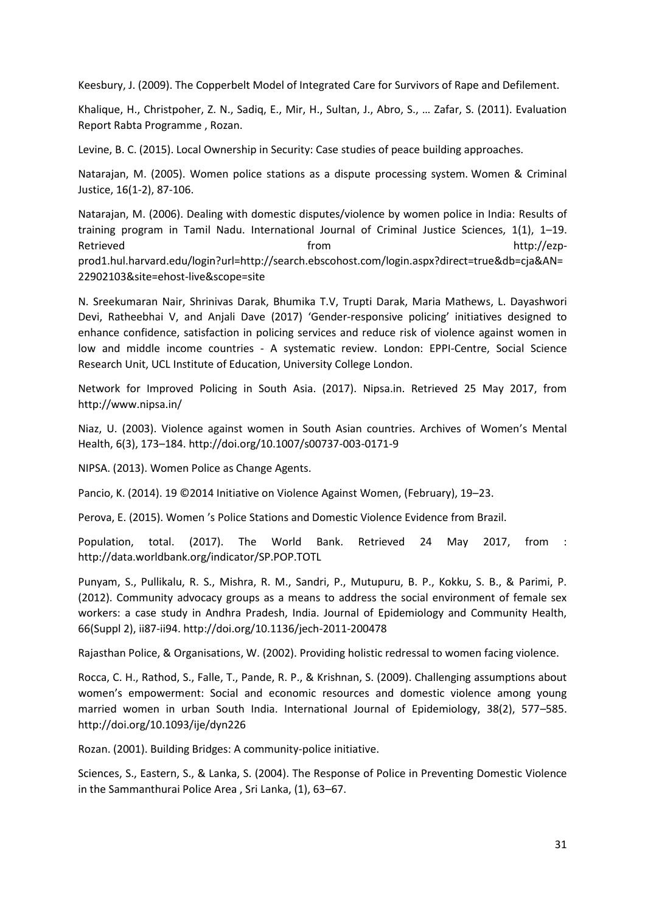Keesbury, J. (2009). The Copperbelt Model of Integrated Care for Survivors of Rape and Defilement.

Khalique, H., Christpoher, Z. N., Sadiq, E., Mir, H., Sultan, J., Abro, S., … Zafar, S. (2011). Evaluation Report Rabta Programme , Rozan.

Levine, B. C. (2015). Local Ownership in Security: Case studies of peace building approaches.

Natarajan, M. (2005). Women police stations as a dispute processing system. Women & Criminal Justice, 16(1-2), 87-106.

Natarajan, M. (2006). Dealing with domestic disputes/violence by women police in India: Results of training program in Tamil Nadu. International Journal of Criminal Justice Sciences, 1(1), 1–19. Retrieved from http://ezp-prod1.hul.harvard.edu/login?url=http://search.ebscohost.com/login.aspx?direct=true&db=cja&AN=22902103&site=ehost-live&scope=site

N. Sreekumaran Nair, Shrinivas Darak, Bhumika T.V, Trupti Darak, Maria Mathews, L. Dayashwori Devi, Ratheebhai V, and Anjali Dave (2017) 'Gender-responsive policing' initiatives designed to enhance confidence, satisfaction in policing services and reduce risk of violence against women in low and middle income countries - A systematic review. London: EPPI-Centre, Social Science Research Unit, UCL Institute of Education, University College London.

Network for Improved Policing in South Asia. (2017). Nipsa.in. Retrieved 25 May 2017, from http://www.nipsa.in/

Niaz, U. (2003). Violence against women in South Asian countries. Archives of Women's Mental Health, 6(3), 173–184. http://doi.org/10.1007/s00737-003-0171-9

NIPSA. (2013). Women Police as Change Agents.

Pancio, K. (2014). 19 ©2014 Initiative on Violence Against Women, (February), 19–23.

Perova, E. (2015). Women 's Police Stations and Domestic Violence Evidence from Brazil.

Population, total. (2017). The World Bank. Retrieved 24 May 2017, from : http://data.worldbank.org/indicator/SP.POP.TOTL

Punyam, S., Pullikalu, R. S., Mishra, R. M., Sandri, P., Mutupuru, B. P., Kokku, S. B., & Parimi, P. (2012). Community advocacy groups as a means to address the social environment of female sex workers: a case study in Andhra Pradesh, India. Journal of Epidemiology and Community Health, 66(Suppl 2), ii87-ii94. http://doi.org/10.1136/jech-2011-200478

Rajasthan Police, & Organisations, W. (2002). Providing holistic redressal to women facing violence.

Rocca, C. H., Rathod, S., Falle, T., Pande, R. P., & Krishnan, S. (2009). Challenging assumptions about women's empowerment: Social and economic resources and domestic violence among young married women in urban South India. International Journal of Epidemiology, 38(2), 577–585. http://doi.org/10.1093/ije/dyn226

Rozan. (2001). Building Bridges: A community-police initiative.

Sciences, S., Eastern, S., & Lanka, S. (2004). The Response of Police in Preventing Domestic Violence in the Sammanthurai Police Area , Sri Lanka, (1), 63–67.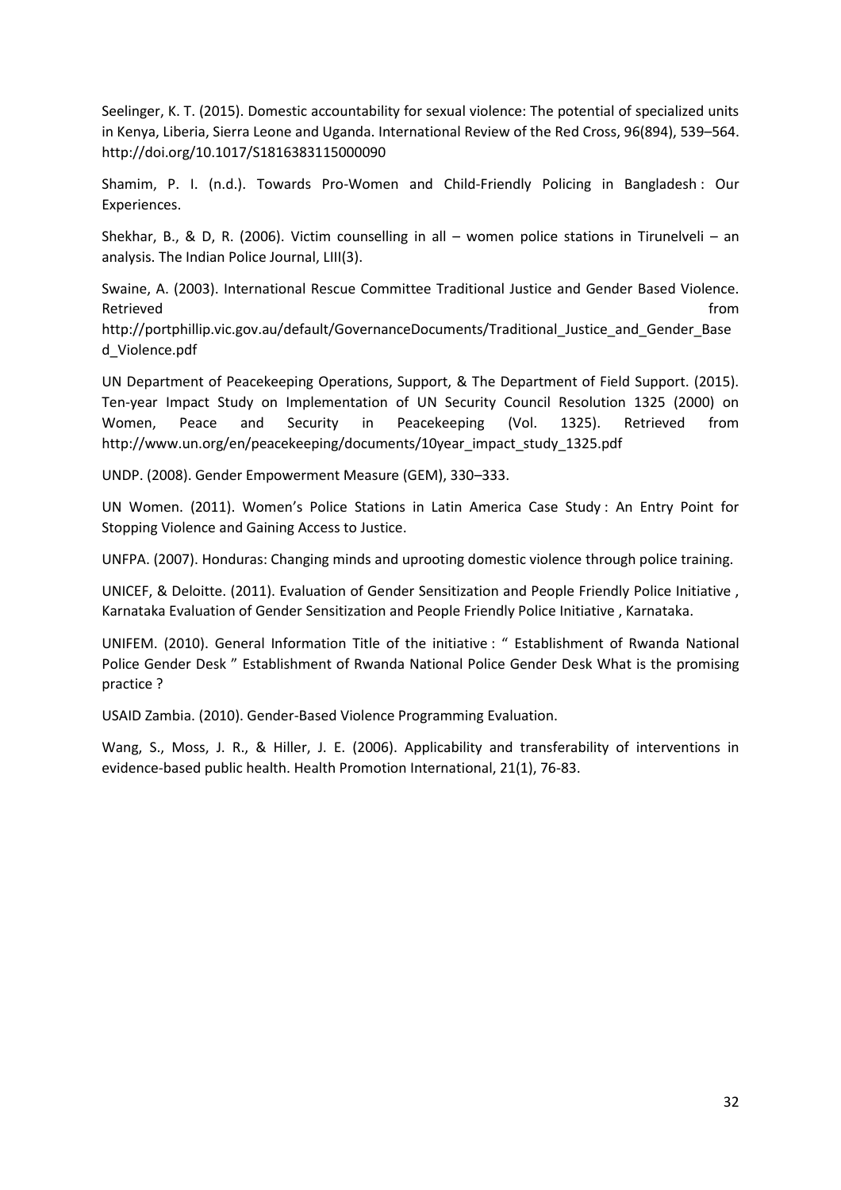Seelinger, K. T. (2015). Domestic accountability for sexual violence: The potential of specialized units in Kenya, Liberia, Sierra Leone and Uganda. International Review of the Red Cross, 96(894), 539–564. http://doi.org/10.1017/S1816383115000090

Shamim, P. I. (n.d.). Towards Pro-Women and Child-Friendly Policing in Bangladesh : Our Experiences.

Shekhar, B., & D, R. (2006). Victim counselling in all – women police stations in Tirunelveli – an analysis. The Indian Police Journal, LIII(3).

Swaine, A. (2003). International Rescue Committee Traditional Justice and Gender Based Violence. Retrieved from http://portphillip.vic.gov.au/default/GovernanceDocuments/Traditional_Justice_and_Gender_Based_Violence.pdf

UN Department of Peacekeeping Operations, Support, & The Department of Field Support. (2015). Ten-year Impact Study on Implementation of UN Security Council Resolution 1325 (2000) on Women, Peace and Security in Peacekeeping (Vol. 1325). Retrieved from http://www.un.org/en/peacekeeping/documents/10year_impact_study_1325.pdf

UNDP. (2008). Gender Empowerment Measure (GEM), 330–333.

UN Women. (2011). Women's Police Stations in Latin America Case Study : An Entry Point for Stopping Violence and Gaining Access to Justice.

UNFPA. (2007). Honduras: Changing minds and uprooting domestic violence through police training.

UNICEF, & Deloitte. (2011). Evaluation of Gender Sensitization and People Friendly Police Initiative , Karnataka Evaluation of Gender Sensitization and People Friendly Police Initiative , Karnataka.

UNIFEM. (2010). General Information Title of the initiative : " Establishment of Rwanda National Police Gender Desk " Establishment of Rwanda National Police Gender Desk What is the promising practice ?

USAID Zambia. (2010). Gender-Based Violence Programming Evaluation.

Wang, S., Moss, J. R., & Hiller, J. E. (2006). Applicability and transferability of interventions in evidence-based public health. Health Promotion International, 21(1), 76-83.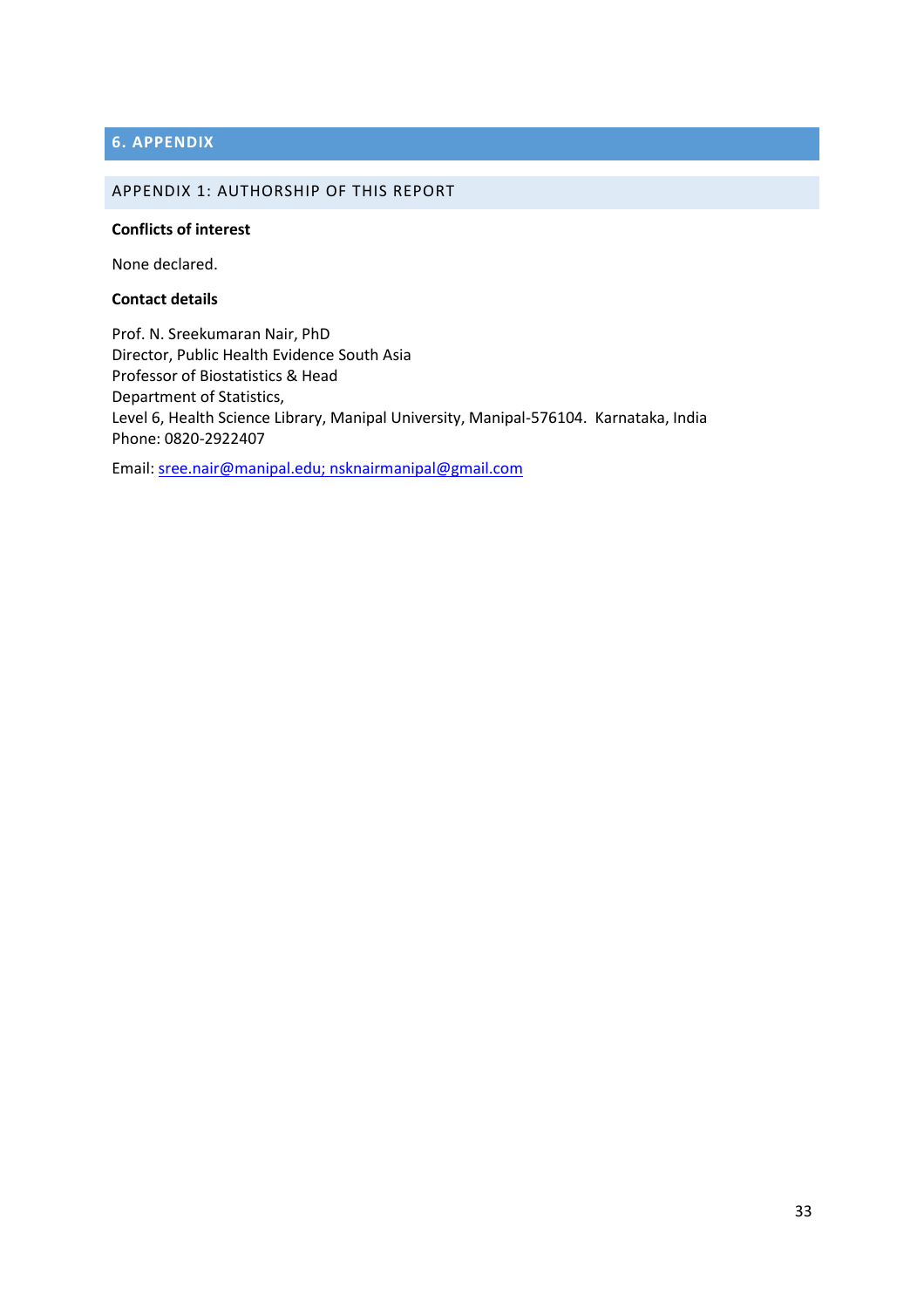# 6. APPENDIX

## APPENDIX 1: AUTHORSHIP OF THIS REPORT

**Conflicts of interest**

None declared.

**Contact details**

Prof. N. Sreekumaran Nair, PhD  
Director, Public Health Evidence South Asia  
Professor of Biostatistics & Head  
Department of Statistics,  
Level 6, Health Science Library, Manipal University, Manipal-576104. Karnataka, India  
Phone: 0820-2922407

Email: sree.nair@manipal.edu; nsknairmanipal@gmail.com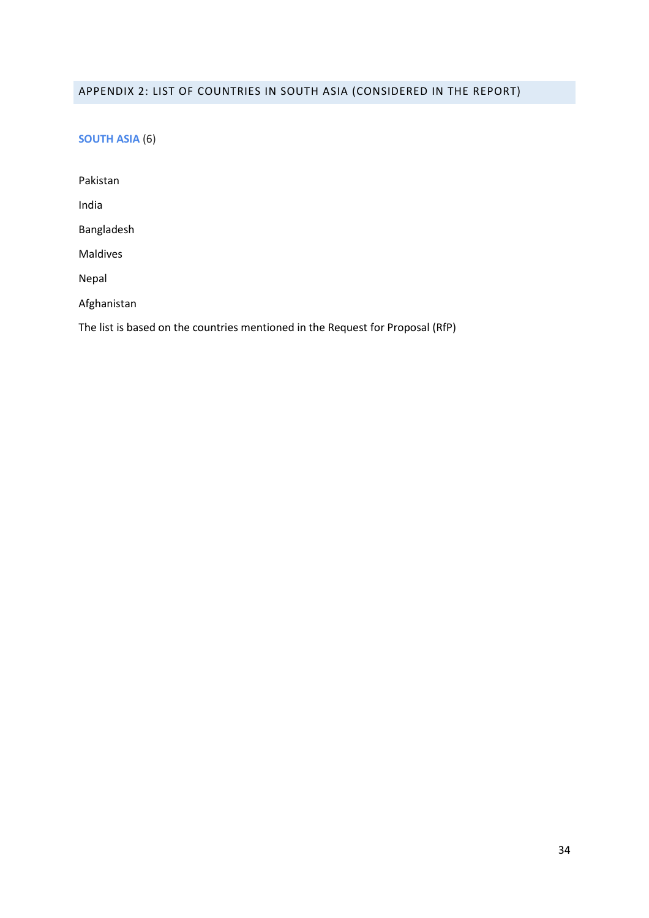## APPENDIX 2: LIST OF COUNTRIES IN SOUTH ASIA (CONSIDERED IN THE REPORT)

**SOUTH ASIA** (6)

Pakistan

India

Bangladesh

Maldives

Nepal

Afghanistan

The list is based on the countries mentioned in the Request for Proposal (RfP)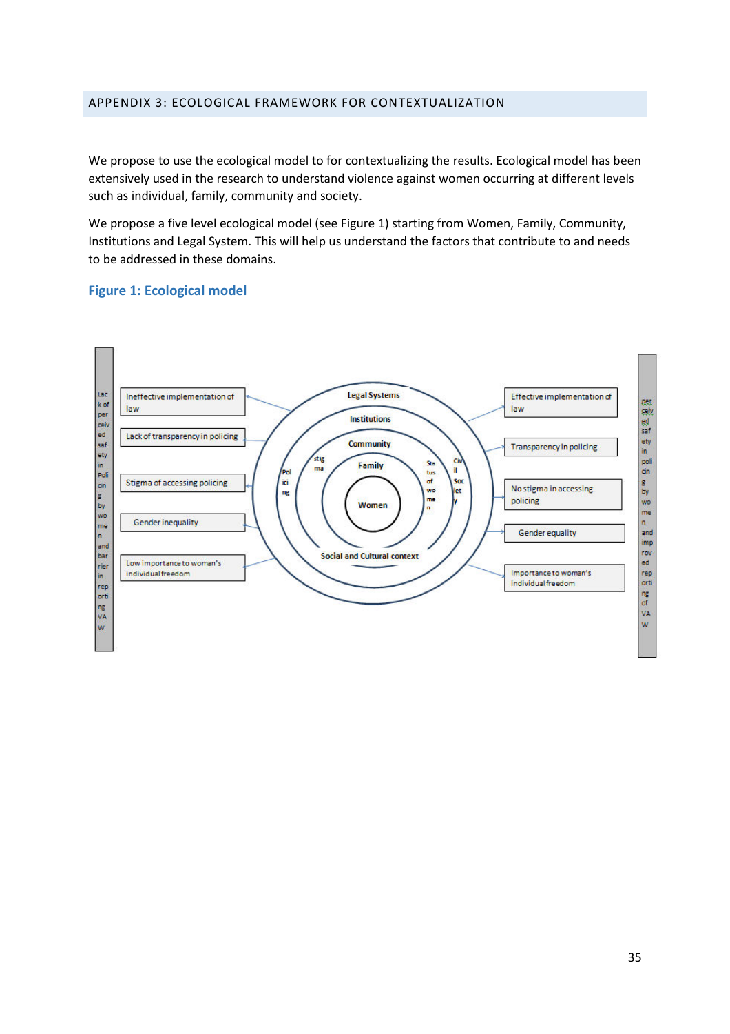## APPENDIX 3: ECOLOGICAL FRAMEWORK FOR CONTEXTUALIZATION

We propose to use the ecological model to for contextualizing the results. Ecological model has been extensively used in the research to understand violence against women occurring at different levels such as individual, family, community and society.

We propose a five level ecological model (see Figure 1) starting from Women, Family, Community, Institutions and Legal System. This will help us understand the factors that contribute to and needs to be addressed in these domains.

### Figure 1: Ecological model

Lack of perceived safety in Policing by women and barrier in reporting VAW

Ineffective implementation of law

Lack of transparency in policing

Stigma of accessing policing

Gender inequality

Low importance to woman's individual freedom

Legal Systems

Institutions

Community

Family

Women

Policing

stigma

Status of women

Civil Society

Social and Cultural context

Effective implementation of law

Transparency in policing

No stigma in accessing policing

Gender equality

Importance to woman's individual freedom

perceived safety in policing by women and improved reporting of VAW